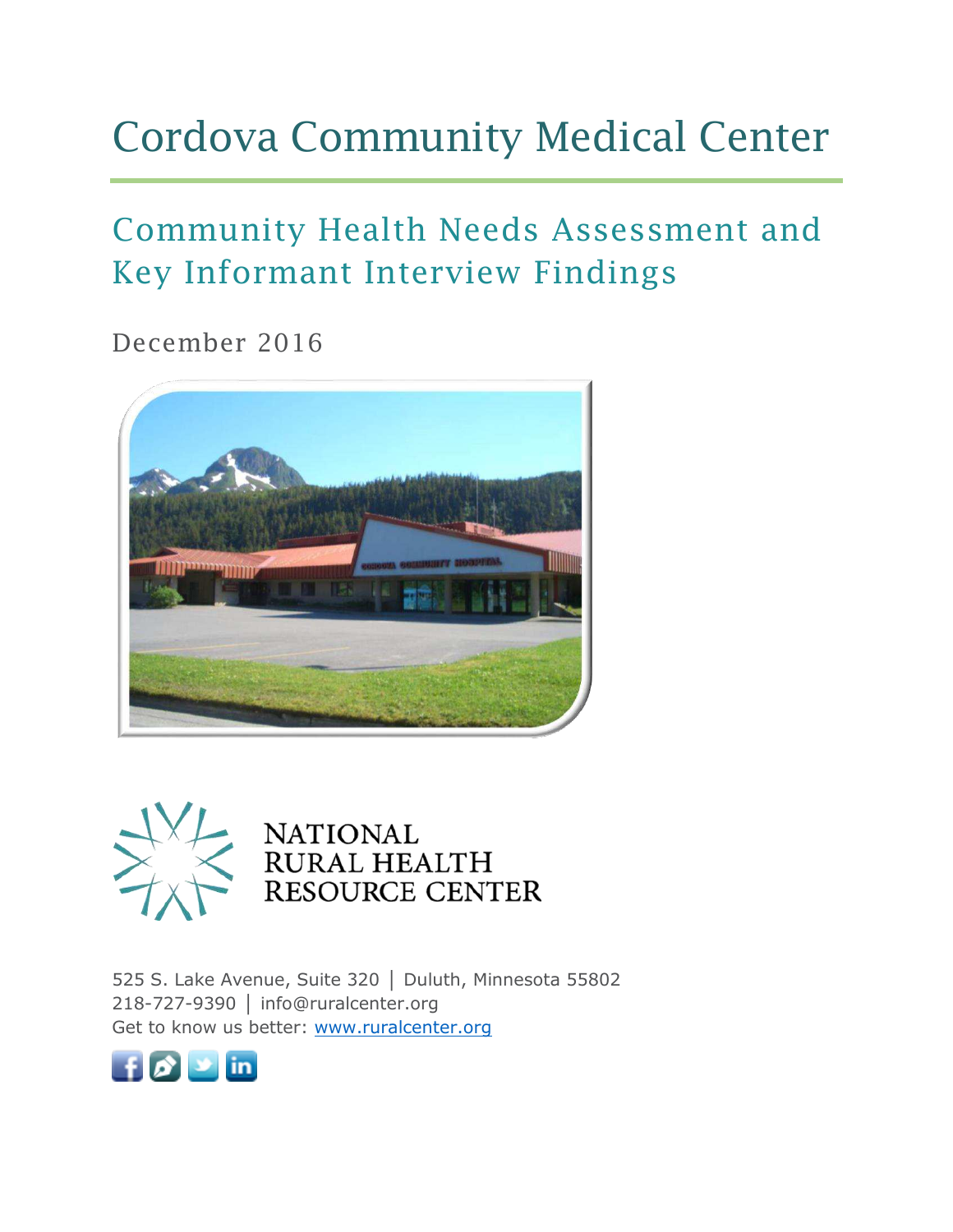# Cordova Community Medical Center

## Community Health Needs Assessment and Key Informant Interview Findings

December 2016

NATIONAL RURAL HEALTH RESOURCE CENTER

525 S. Lake Avenue, Suite 320 | Duluth, Minnesota 55802
218-727-9390 | info@ruralcenter.org
Get to know us better: [www.ruralcenter.org](http://www.ruralcenter.org)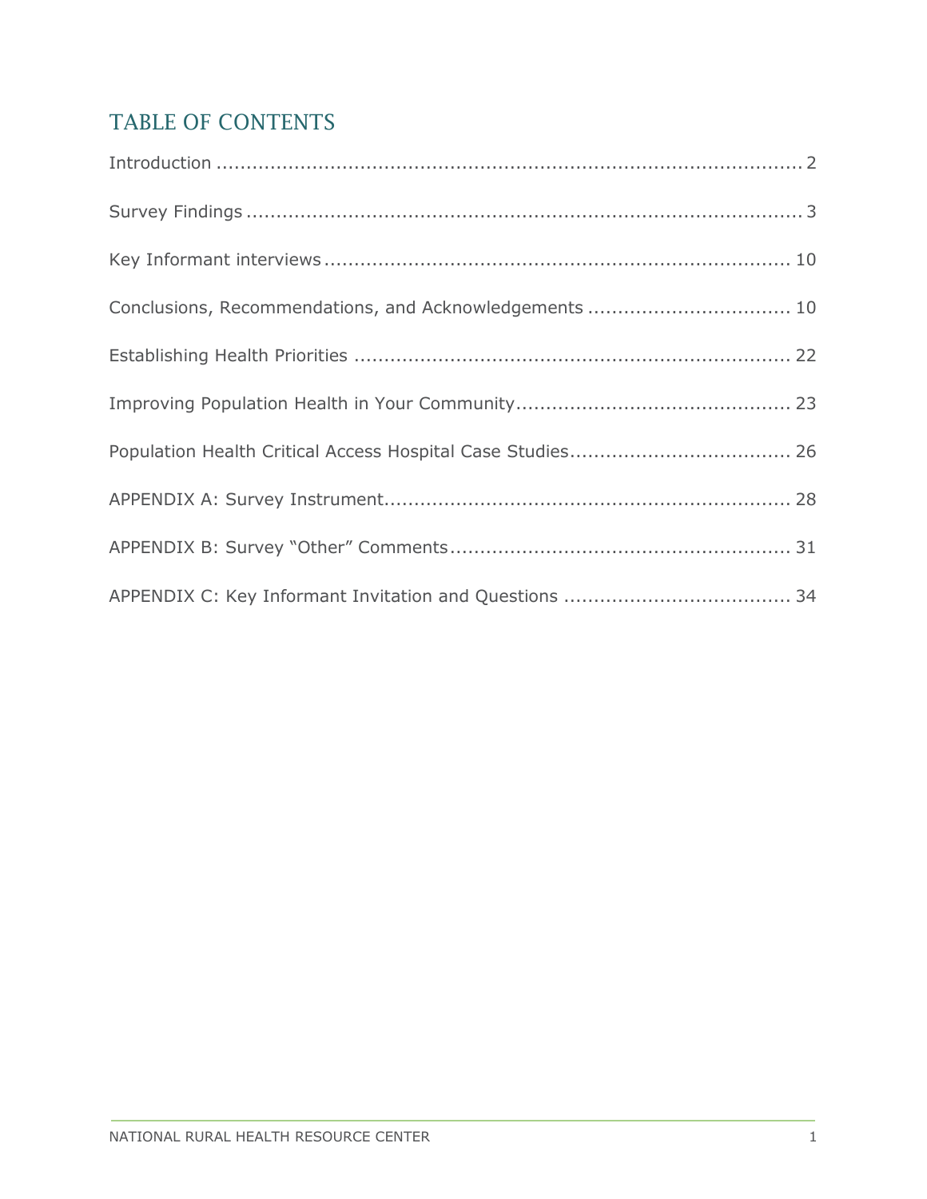# TABLE OF CONTENTS

Introduction ..................................................................................................... 2

Survey Findings ................................................................................................. 3

Key Informant interviews .............................................................................. 10

Conclusions, Recommendations, and Acknowledgements .................................. 10

Establishing Health Priorities .......................................................................... 22

Improving Population Health in Your Community.............................................. 23

Population Health Critical Access Hospital Case Studies..................................... 26

APPENDIX A: Survey Instrument...................................................................... 28

APPENDIX B: Survey "Other" Comments........................................................... 31

APPENDIX C: Key Informant Invitation and Questions ...................................... 34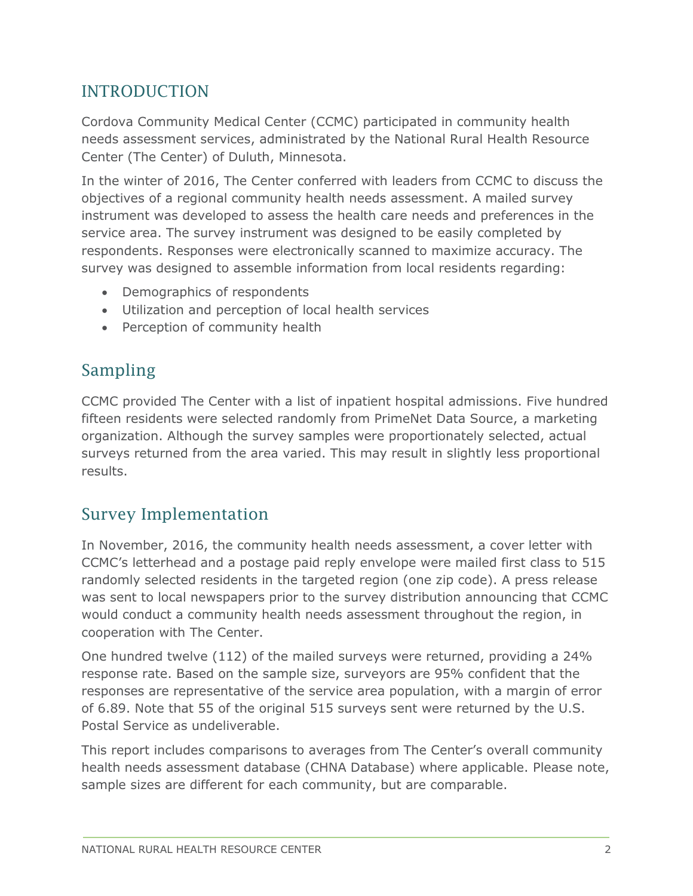## INTRODUCTION

Cordova Community Medical Center (CCMC) participated in community health needs assessment services, administrated by the National Rural Health Resource Center (The Center) of Duluth, Minnesota.

In the winter of 2016, The Center conferred with leaders from CCMC to discuss the objectives of a regional community health needs assessment. A mailed survey instrument was developed to assess the health care needs and preferences in the service area. The survey instrument was designed to be easily completed by respondents. Responses were electronically scanned to maximize accuracy. The survey was designed to assemble information from local residents regarding:

- Demographics of respondents
- Utilization and perception of local health services
- Perception of community health

### Sampling

CCMC provided The Center with a list of inpatient hospital admissions. Five hundred fifteen residents were selected randomly from PrimeNet Data Source, a marketing organization. Although the survey samples were proportionately selected, actual surveys returned from the area varied. This may result in slightly less proportional results.

### Survey Implementation

In November, 2016, the community health needs assessment, a cover letter with CCMC's letterhead and a postage paid reply envelope were mailed first class to 515 randomly selected residents in the targeted region (one zip code). A press release was sent to local newspapers prior to the survey distribution announcing that CCMC would conduct a community health needs assessment throughout the region, in cooperation with The Center.

One hundred twelve (112) of the mailed surveys were returned, providing a 24% response rate. Based on the sample size, surveyors are 95% confident that the responses are representative of the service area population, with a margin of error of 6.89. Note that 55 of the original 515 surveys sent were returned by the U.S. Postal Service as undeliverable.

This report includes comparisons to averages from The Center's overall community health needs assessment database (CHNA Database) where applicable. Please note, sample sizes are different for each community, but are comparable.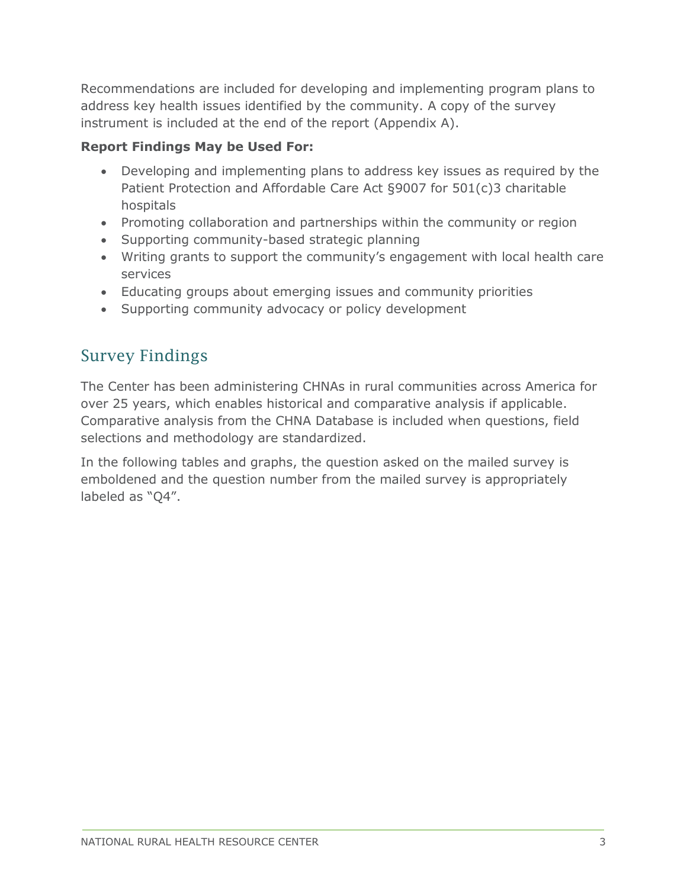Recommendations are included for developing and implementing program plans to address key health issues identified by the community. A copy of the survey instrument is included at the end of the report (Appendix A).

**Report Findings May be Used For:**

- Developing and implementing plans to address key issues as required by the Patient Protection and Affordable Care Act §9007 for 501(c)3 charitable hospitals
- Promoting collaboration and partnerships within the community or region
- Supporting community-based strategic planning
- Writing grants to support the community's engagement with local health care services
- Educating groups about emerging issues and community priorities
- Supporting community advocacy or policy development

## Survey Findings

The Center has been administering CHNAs in rural communities across America for over 25 years, which enables historical and comparative analysis if applicable. Comparative analysis from the CHNA Database is included when questions, field selections and methodology are standardized.

In the following tables and graphs, the question asked on the mailed survey is emboldened and the question number from the mailed survey is appropriately labeled as "Q4".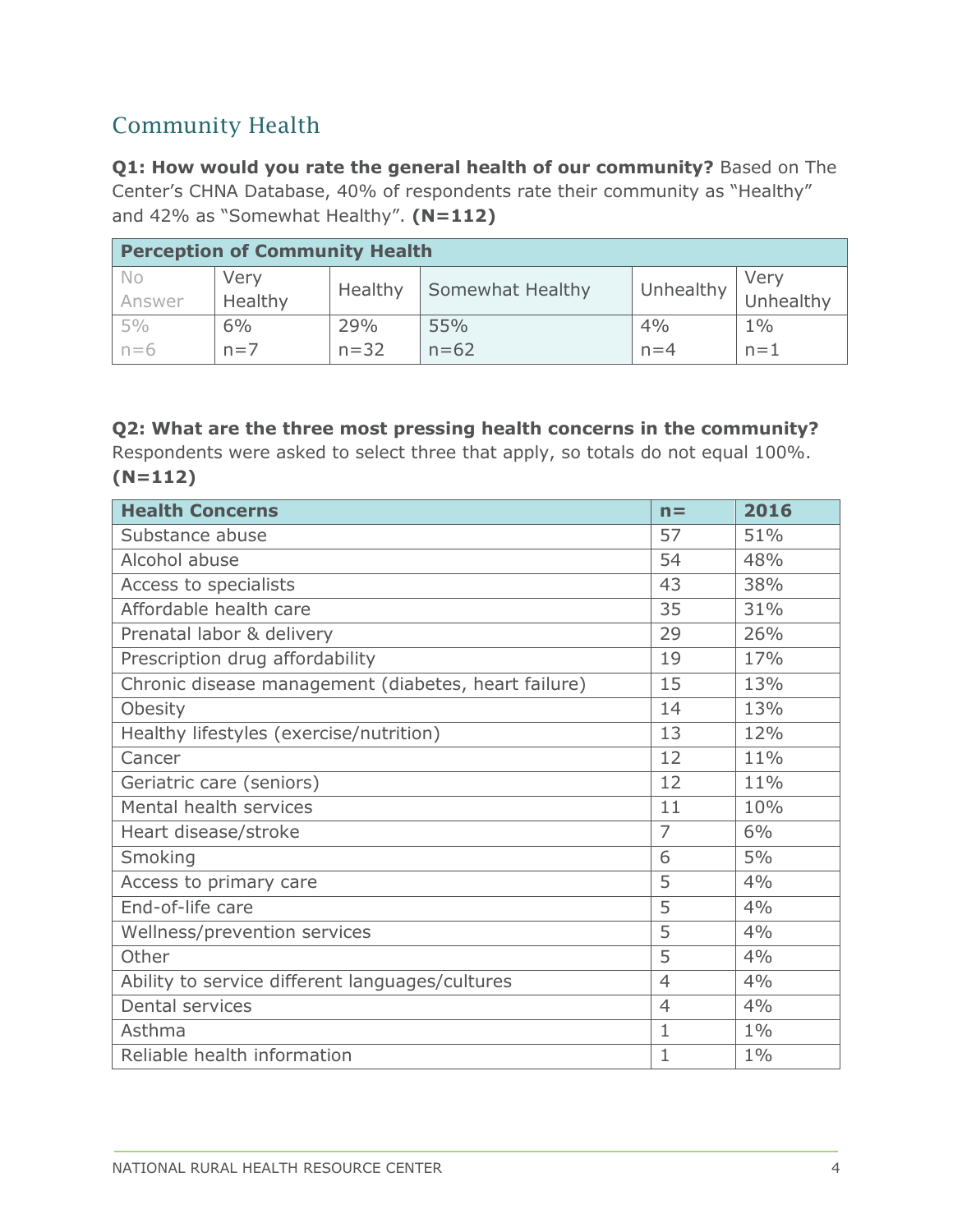## Community Health

**Q1: How would you rate the general health of our community?** Based on The Center's CHNA Database, 40% of respondents rate their community as "Healthy" and 42% as "Somewhat Healthy". **(N=112)**

| Perception of Community Health | | | | | |
|---|---|---|---|---|---|
| No Answer | Very Healthy | Healthy | Somewhat Healthy | Unhealthy | Very Unhealthy |
| 5% n=6 | 6% n=7 | 29% n=32 | 55% n=62 | 4% n=4 | 1% n=1 |

**Q2: What are the three most pressing health concerns in the community?** Respondents were asked to select three that apply, so totals do not equal 100%. **(N=112)**

| Health Concerns | n= | 2016 |
|---|---|---|
| Substance abuse | 57 | 51% |
| Alcohol abuse | 54 | 48% |
| Access to specialists | 43 | 38% |
| Affordable health care | 35 | 31% |
| Prenatal labor & delivery | 29 | 26% |
| Prescription drug affordability | 19 | 17% |
| Chronic disease management (diabetes, heart failure) | 15 | 13% |
| Obesity | 14 | 13% |
| Healthy lifestyles (exercise/nutrition) | 13 | 12% |
| Cancer | 12 | 11% |
| Geriatric care (seniors) | 12 | 11% |
| Mental health services | 11 | 10% |
| Heart disease/stroke | 7 | 6% |
| Smoking | 6 | 5% |
| Access to primary care | 5 | 4% |
| End-of-life care | 5 | 4% |
| Wellness/prevention services | 5 | 4% |
| Other | 5 | 4% |
| Ability to service different languages/cultures | 4 | 4% |
| Dental services | 4 | 4% |
| Asthma | 1 | 1% |
| Reliable health information | 1 | 1% |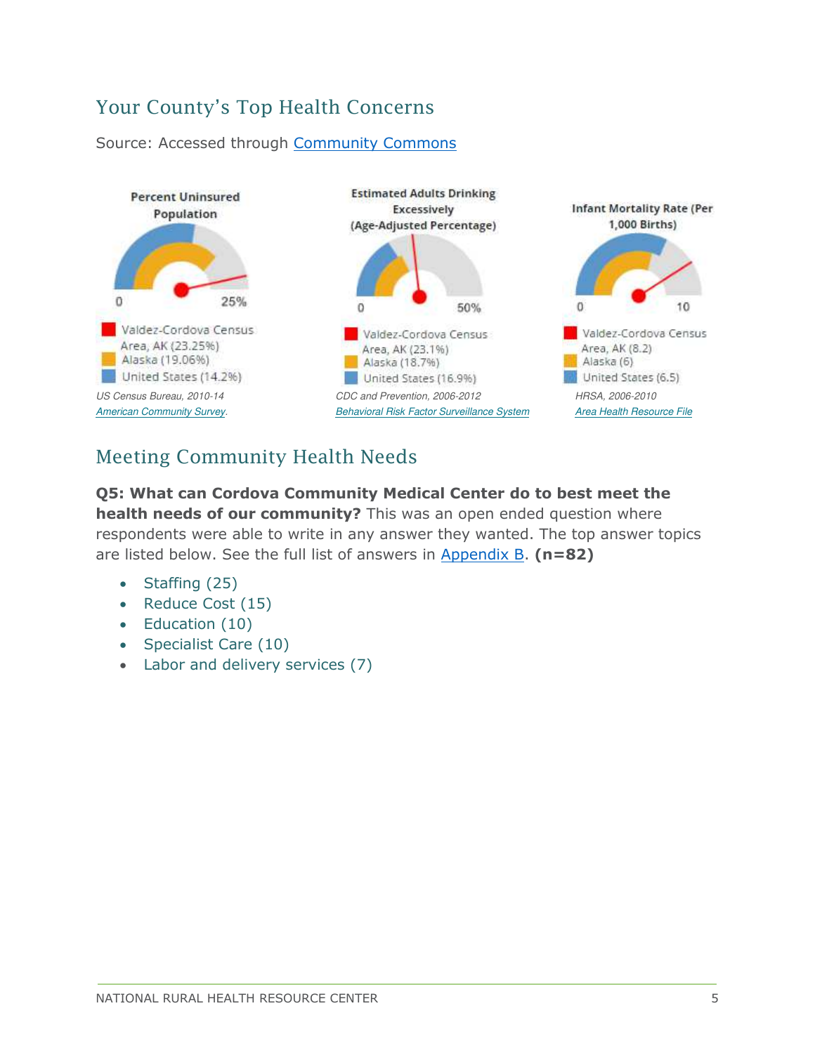## Your County's Top Health Concerns

Source: Accessed through Community Commons

**Percent Uninsured Population**

0 25%

- Valdez-Cordova Census Area, AK (23.25%)
- Alaska (19.06%)
- United States (14.2%)

*US Census Bureau, 2010-14*
*American Community Survey.*

**Estimated Adults Drinking Excessively (Age-Adjusted Percentage)**

0 50%

- Valdez-Cordova Census Area, AK (23.1%)
- Alaska (18.7%)
- United States (16.9%)

*CDC and Prevention, 2006-2012*
*Behavioral Risk Factor Surveillance System*

**Infant Mortality Rate (Per 1,000 Births)**

0 10

- Valdez-Cordova Census Area, AK (8.2)
- Alaska (6)
- United States (6.5)

*HRSA, 2006-2010*
*Area Health Resource File*

## Meeting Community Health Needs

**Q5: What can Cordova Community Medical Center do to best meet the health needs of our community?** This was an open ended question where respondents were able to write in any answer they wanted. The top answer topics are listed below. See the full list of answers in Appendix B. **(n=82)**

- Staffing (25)
- Reduce Cost (15)
- Education (10)
- Specialist Care (10)
- Labor and delivery services (7)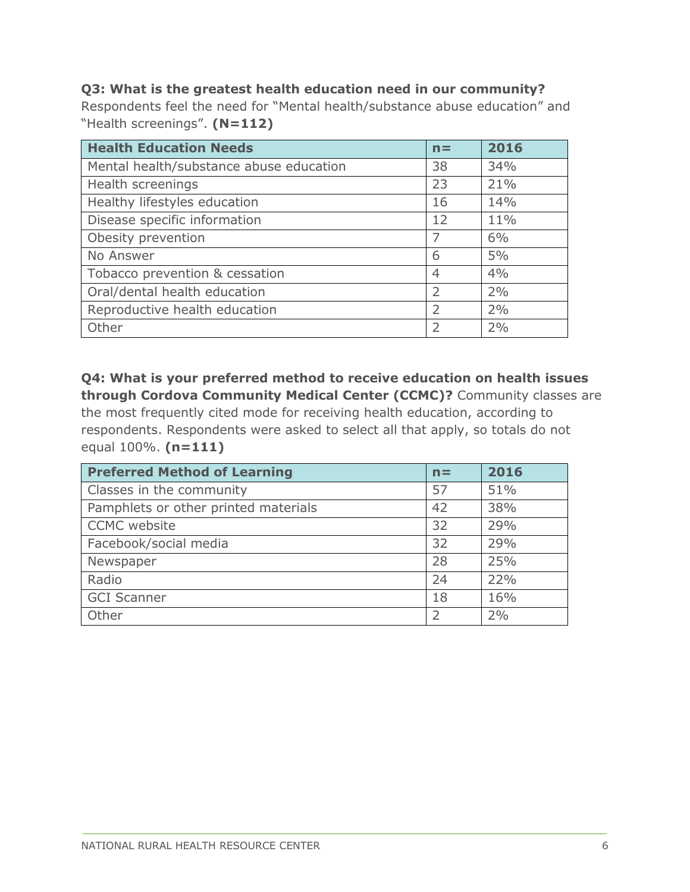**Q3: What is the greatest health education need in our community?**
Respondents feel the need for "Mental health/substance abuse education" and "Health screenings". **(N=112)**

| Health Education Needs | n= | 2016 |
|---|---|---|
| Mental health/substance abuse education | 38 | 34% |
| Health screenings | 23 | 21% |
| Healthy lifestyles education | 16 | 14% |
| Disease specific information | 12 | 11% |
| Obesity prevention | 7 | 6% |
| No Answer | 6 | 5% |
| Tobacco prevention & cessation | 4 | 4% |
| Oral/dental health education | 2 | 2% |
| Reproductive health education | 2 | 2% |
| Other | 2 | 2% |

**Q4: What is your preferred method to receive education on health issues through Cordova Community Medical Center (CCMC)?** Community classes are the most frequently cited mode for receiving health education, according to respondents. Respondents were asked to select all that apply, so totals do not equal 100%. **(n=111)**

| Preferred Method of Learning | n= | 2016 |
|---|---|---|
| Classes in the community | 57 | 51% |
| Pamphlets or other printed materials | 42 | 38% |
| CCMC website | 32 | 29% |
| Facebook/social media | 32 | 29% |
| Newspaper | 28 | 25% |
| Radio | 24 | 22% |
| GCI Scanner | 18 | 16% |
| Other | 2 | 2% |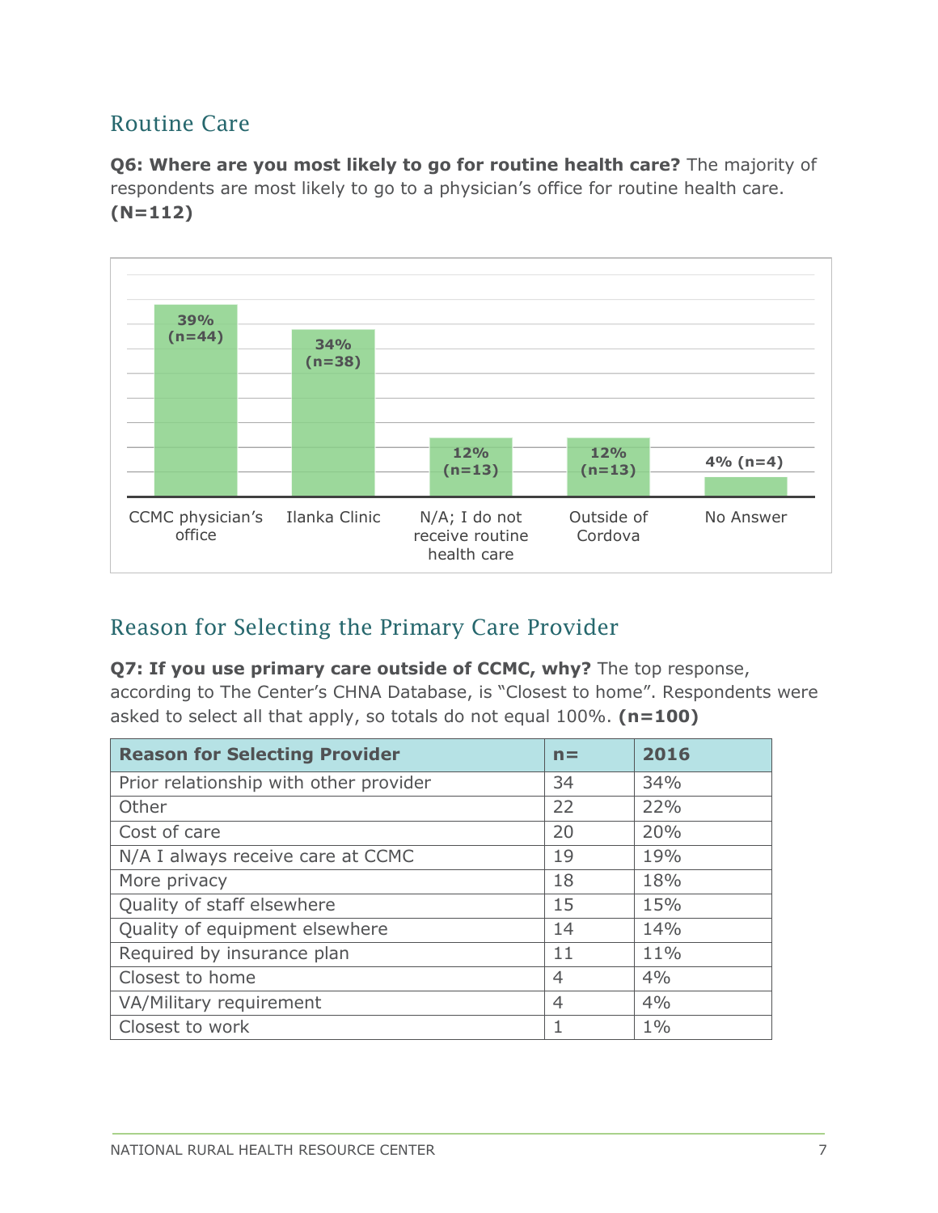## Routine Care

**Q6: Where are you most likely to go for routine health care?** The majority of respondents are most likely to go to a physician's office for routine health care. **(N=112)**

| Location | Percent (n) |
|---|---|
| CCMC physician's office | 39% (n=44) |
| Ilanka Clinic | 34% (n=38) |
| N/A; I do not receive routine health care | 12% (n=13) |
| Outside of Cordova | 12% (n=13) |
| No Answer | 4% (n=4) |

## Reason for Selecting the Primary Care Provider

**Q7: If you use primary care outside of CCMC, why?** The top response, according to The Center's CHNA Database, is "Closest to home". Respondents were asked to select all that apply, so totals do not equal 100%. **(n=100)**

| Reason for Selecting Provider | n= | 2016 |
|---|---|---|
| Prior relationship with other provider | 34 | 34% |
| Other | 22 | 22% |
| Cost of care | 20 | 20% |
| N/A I always receive care at CCMC | 19 | 19% |
| More privacy | 18 | 18% |
| Quality of staff elsewhere | 15 | 15% |
| Quality of equipment elsewhere | 14 | 14% |
| Required by insurance plan | 11 | 11% |
| Closest to home | 4 | 4% |
| VA/Military requirement | 4 | 4% |
| Closest to work | 1 | 1% |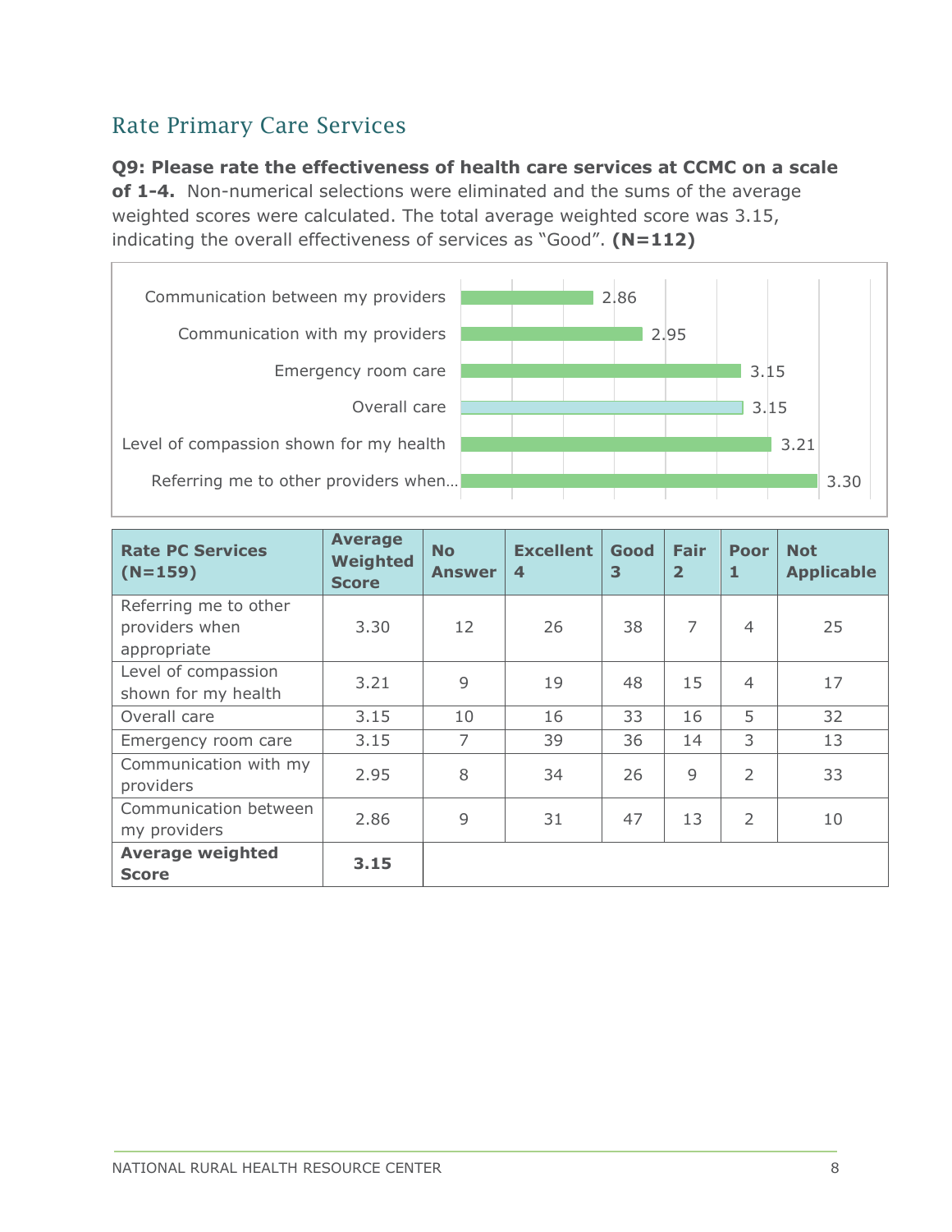## Rate Primary Care Services

**Q9: Please rate the effectiveness of health care services at CCMC on a scale of 1-4.** Non-numerical selections were eliminated and the sums of the average weighted scores were calculated. The total average weighted score was 3.15, indicating the overall effectiveness of services as "Good". **(N=112)**

| Rate PC Services | Score |
|---|---|
| Communication between my providers | 2.86 |
| Communication with my providers | 2.95 |
| Emergency room care | 3.15 |
| Overall care | 3.15 |
| Level of compassion shown for my health | 3.21 |
| Referring me to other providers when… | 3.30 |

| Rate PC Services (N=159) | Average Weighted Score | No Answer | Excellent 4 | Good 3 | Fair 2 | Poor 1 | Not Applicable |
|---|---|---|---|---|---|---|---|
| Referring me to other providers when appropriate | 3.30 | 12 | 26 | 38 | 7 | 4 | 25 |
| Level of compassion shown for my health | 3.21 | 9 | 19 | 48 | 15 | 4 | 17 |
| Overall care | 3.15 | 10 | 16 | 33 | 16 | 5 | 32 |
| Emergency room care | 3.15 | 7 | 39 | 36 | 14 | 3 | 13 |
| Communication with my providers | 2.95 | 8 | 34 | 26 | 9 | 2 | 33 |
| Communication between my providers | 2.86 | 9 | 31 | 47 | 13 | 2 | 10 |
| **Average weighted Score** | **3.15** | | | | | | |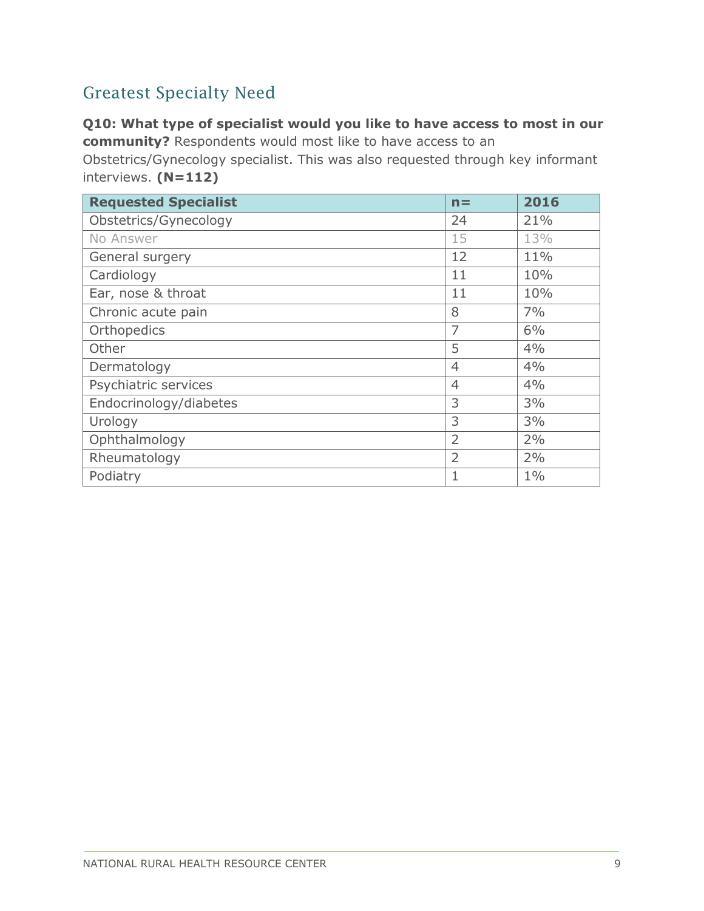## Greatest Specialty Need

**Q10: What type of specialist would you like to have access to most in our community?** Respondents would most like to have access to an Obstetrics/Gynecology specialist. This was also requested through key informant interviews. **(N=112)**

| Requested Specialist | n= | 2016 |
|---|---|---|
| Obstetrics/Gynecology | 24 | 21% |
| No Answer | 15 | 13% |
| General surgery | 12 | 11% |
| Cardiology | 11 | 10% |
| Ear, nose & throat | 11 | 10% |
| Chronic acute pain | 8 | 7% |
| Orthopedics | 7 | 6% |
| Other | 5 | 4% |
| Dermatology | 4 | 4% |
| Psychiatric services | 4 | 4% |
| Endocrinology/diabetes | 3 | 3% |
| Urology | 3 | 3% |
| Ophthalmology | 2 | 2% |
| Rheumatology | 2 | 2% |
| Podiatry | 1 | 1% |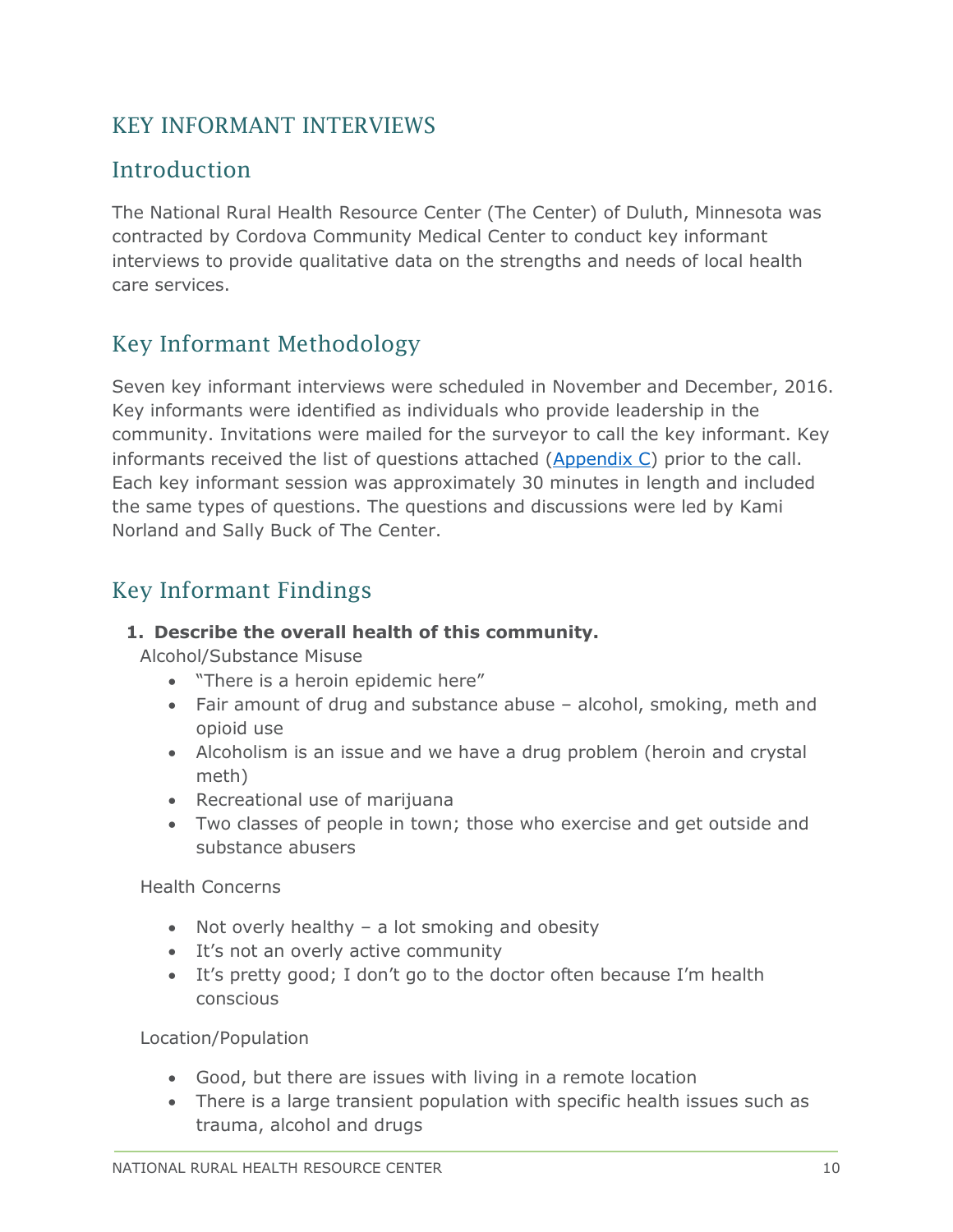# KEY INFORMANT INTERVIEWS

## Introduction

The National Rural Health Resource Center (The Center) of Duluth, Minnesota was contracted by Cordova Community Medical Center to conduct key informant interviews to provide qualitative data on the strengths and needs of local health care services.

## Key Informant Methodology

Seven key informant interviews were scheduled in November and December, 2016. Key informants were identified as individuals who provide leadership in the community. Invitations were mailed for the surveyor to call the key informant. Key informants received the list of questions attached (Appendix C) prior to the call. Each key informant session was approximately 30 minutes in length and included the same types of questions. The questions and discussions were led by Kami Norland and Sally Buck of The Center.

## Key Informant Findings

1. **Describe the overall health of this community.**

   Alcohol/Substance Misuse

   - "There is a heroin epidemic here"
   - Fair amount of drug and substance abuse – alcohol, smoking, meth and opioid use
   - Alcoholism is an issue and we have a drug problem (heroin and crystal meth)
   - Recreational use of marijuana
   - Two classes of people in town; those who exercise and get outside and substance abusers

   Health Concerns

   - Not overly healthy – a lot smoking and obesity
   - It's not an overly active community
   - It's pretty good; I don't go to the doctor often because I'm health conscious

   Location/Population

   - Good, but there are issues with living in a remote location
   - There is a large transient population with specific health issues such as trauma, alcohol and drugs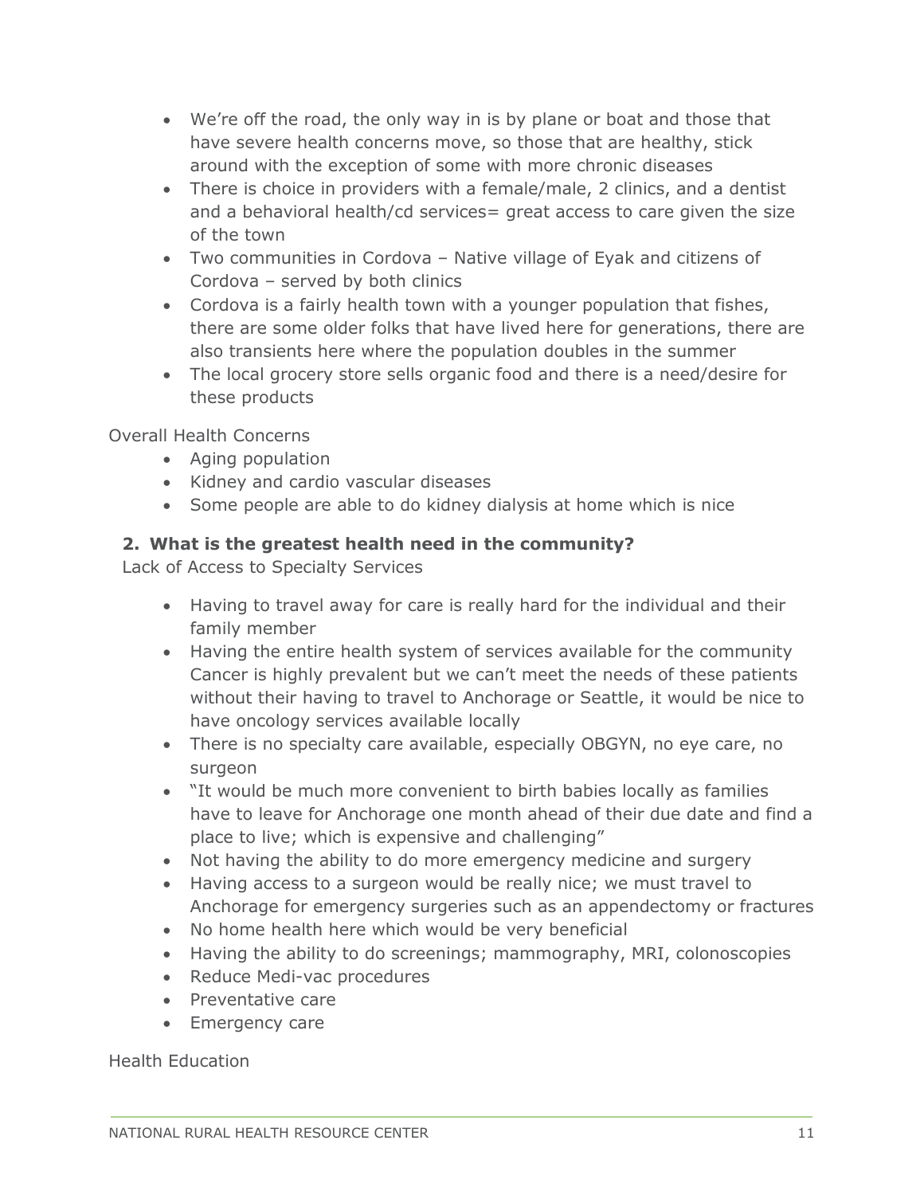- We're off the road, the only way in is by plane or boat and those that have severe health concerns move, so those that are healthy, stick around with the exception of some with more chronic diseases
- There is choice in providers with a female/male, 2 clinics, and a dentist and a behavioral health/cd services= great access to care given the size of the town
- Two communities in Cordova – Native village of Eyak and citizens of Cordova – served by both clinics
- Cordova is a fairly health town with a younger population that fishes, there are some older folks that have lived here for generations, there are also transients here where the population doubles in the summer
- The local grocery store sells organic food and there is a need/desire for these products

Overall Health Concerns

- Aging population
- Kidney and cardio vascular diseases
- Some people are able to do kidney dialysis at home which is nice

### 2. What is the greatest health need in the community?

Lack of Access to Specialty Services

- Having to travel away for care is really hard for the individual and their family member
- Having the entire health system of services available for the community Cancer is highly prevalent but we can't meet the needs of these patients without their having to travel to Anchorage or Seattle, it would be nice to have oncology services available locally
- There is no specialty care available, especially OBGYN, no eye care, no surgeon
- "It would be much more convenient to birth babies locally as families have to leave for Anchorage one month ahead of their due date and find a place to live; which is expensive and challenging"
- Not having the ability to do more emergency medicine and surgery
- Having access to a surgeon would be really nice; we must travel to Anchorage for emergency surgeries such as an appendectomy or fractures
- No home health here which would be very beneficial
- Having the ability to do screenings; mammography, MRI, colonoscopies
- Reduce Medi-vac procedures
- Preventative care
- Emergency care

Health Education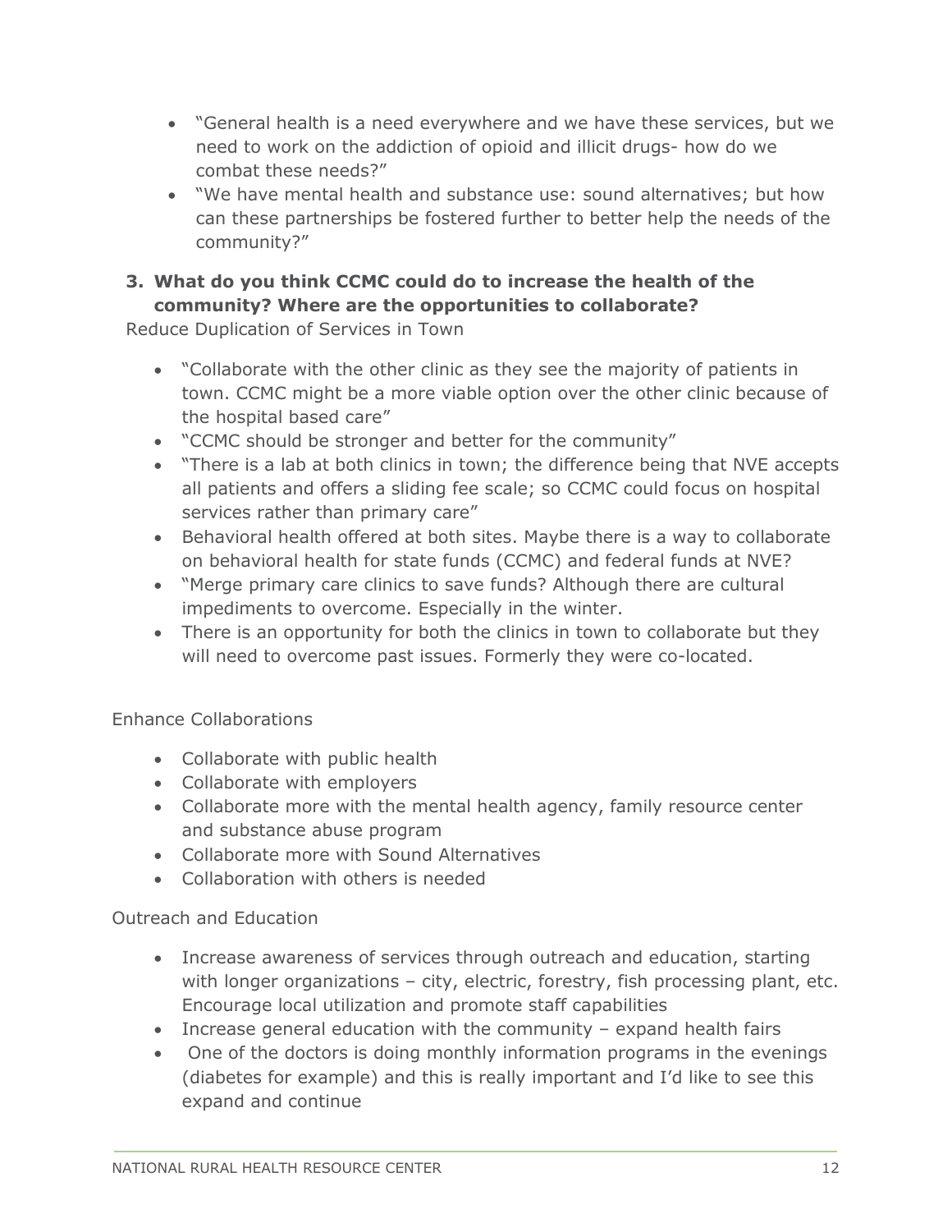- "General health is a need everywhere and we have these services, but we need to work on the addiction of opioid and illicit drugs- how do we combat these needs?"
- "We have mental health and substance use: sound alternatives; but how can these partnerships be fostered further to better help the needs of the community?"

**3. What do you think CCMC could do to increase the health of the community? Where are the opportunities to collaborate?**

Reduce Duplication of Services in Town

- "Collaborate with the other clinic as they see the majority of patients in town. CCMC might be a more viable option over the other clinic because of the hospital based care"
- "CCMC should be stronger and better for the community"
- "There is a lab at both clinics in town; the difference being that NVE accepts all patients and offers a sliding fee scale; so CCMC could focus on hospital services rather than primary care"
- Behavioral health offered at both sites. Maybe there is a way to collaborate on behavioral health for state funds (CCMC) and federal funds at NVE?
- "Merge primary care clinics to save funds? Although there are cultural impediments to overcome. Especially in the winter.
- There is an opportunity for both the clinics in town to collaborate but they will need to overcome past issues. Formerly they were co-located.

Enhance Collaborations

- Collaborate with public health
- Collaborate with employers
- Collaborate more with the mental health agency, family resource center and substance abuse program
- Collaborate more with Sound Alternatives
- Collaboration with others is needed

Outreach and Education

- Increase awareness of services through outreach and education, starting with longer organizations – city, electric, forestry, fish processing plant, etc. Encourage local utilization and promote staff capabilities
- Increase general education with the community – expand health fairs
- One of the doctors is doing monthly information programs in the evenings (diabetes for example) and this is really important and I'd like to see this expand and continue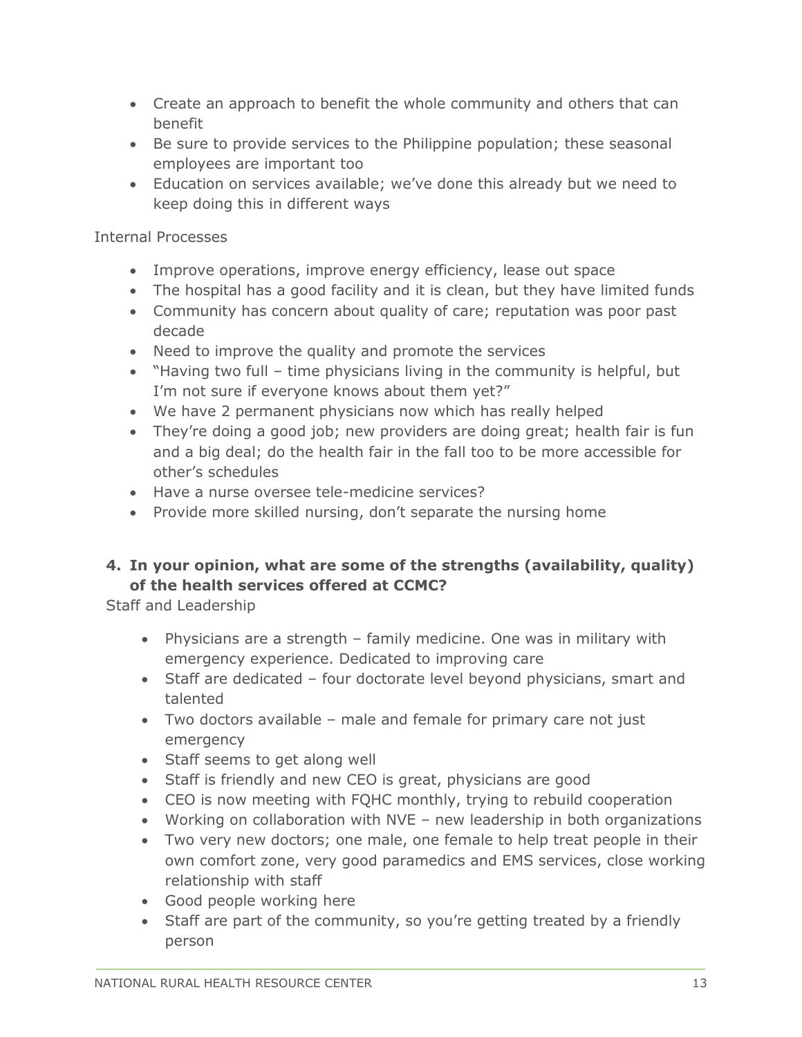- Create an approach to benefit the whole community and others that can benefit
- Be sure to provide services to the Philippine population; these seasonal employees are important too
- Education on services available; we've done this already but we need to keep doing this in different ways

Internal Processes

- Improve operations, improve energy efficiency, lease out space
- The hospital has a good facility and it is clean, but they have limited funds
- Community has concern about quality of care; reputation was poor past decade
- Need to improve the quality and promote the services
- "Having two full – time physicians living in the community is helpful, but I'm not sure if everyone knows about them yet?"
- We have 2 permanent physicians now which has really helped
- They're doing a good job; new providers are doing great; health fair is fun and a big deal; do the health fair in the fall too to be more accessible for other's schedules
- Have a nurse oversee tele-medicine services?
- Provide more skilled nursing, don't separate the nursing home

**4. In your opinion, what are some of the strengths (availability, quality) of the health services offered at CCMC?**

Staff and Leadership

- Physicians are a strength – family medicine. One was in military with emergency experience. Dedicated to improving care
- Staff are dedicated – four doctorate level beyond physicians, smart and talented
- Two doctors available – male and female for primary care not just emergency
- Staff seems to get along well
- Staff is friendly and new CEO is great, physicians are good
- CEO is now meeting with FQHC monthly, trying to rebuild cooperation
- Working on collaboration with NVE – new leadership in both organizations
- Two very new doctors; one male, one female to help treat people in their own comfort zone, very good paramedics and EMS services, close working relationship with staff
- Good people working here
- Staff are part of the community, so you're getting treated by a friendly person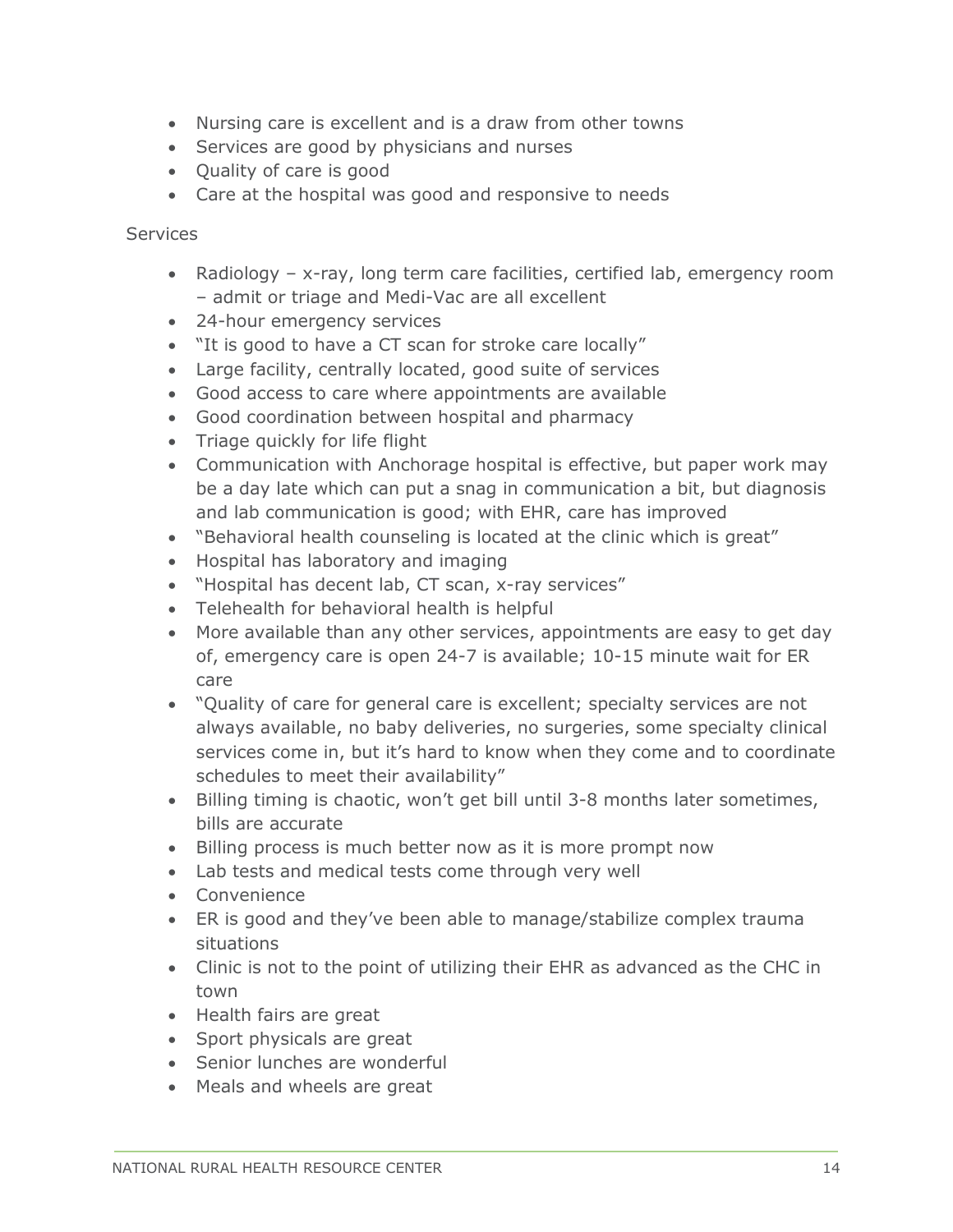- Nursing care is excellent and is a draw from other towns
- Services are good by physicians and nurses
- Quality of care is good
- Care at the hospital was good and responsive to needs

Services

- Radiology – x-ray, long term care facilities, certified lab, emergency room – admit or triage and Medi-Vac are all excellent
- 24-hour emergency services
- "It is good to have a CT scan for stroke care locally"
- Large facility, centrally located, good suite of services
- Good access to care where appointments are available
- Good coordination between hospital and pharmacy
- Triage quickly for life flight
- Communication with Anchorage hospital is effective, but paper work may be a day late which can put a snag in communication a bit, but diagnosis and lab communication is good; with EHR, care has improved
- "Behavioral health counseling is located at the clinic which is great"
- Hospital has laboratory and imaging
- "Hospital has decent lab, CT scan, x-ray services"
- Telehealth for behavioral health is helpful
- More available than any other services, appointments are easy to get day of, emergency care is open 24-7 is available; 10-15 minute wait for ER care
- "Quality of care for general care is excellent; specialty services are not always available, no baby deliveries, no surgeries, some specialty clinical services come in, but it's hard to know when they come and to coordinate schedules to meet their availability"
- Billing timing is chaotic, won't get bill until 3-8 months later sometimes, bills are accurate
- Billing process is much better now as it is more prompt now
- Lab tests and medical tests come through very well
- Convenience
- ER is good and they've been able to manage/stabilize complex trauma situations
- Clinic is not to the point of utilizing their EHR as advanced as the CHC in town
- Health fairs are great
- Sport physicals are great
- Senior lunches are wonderful
- Meals and wheels are great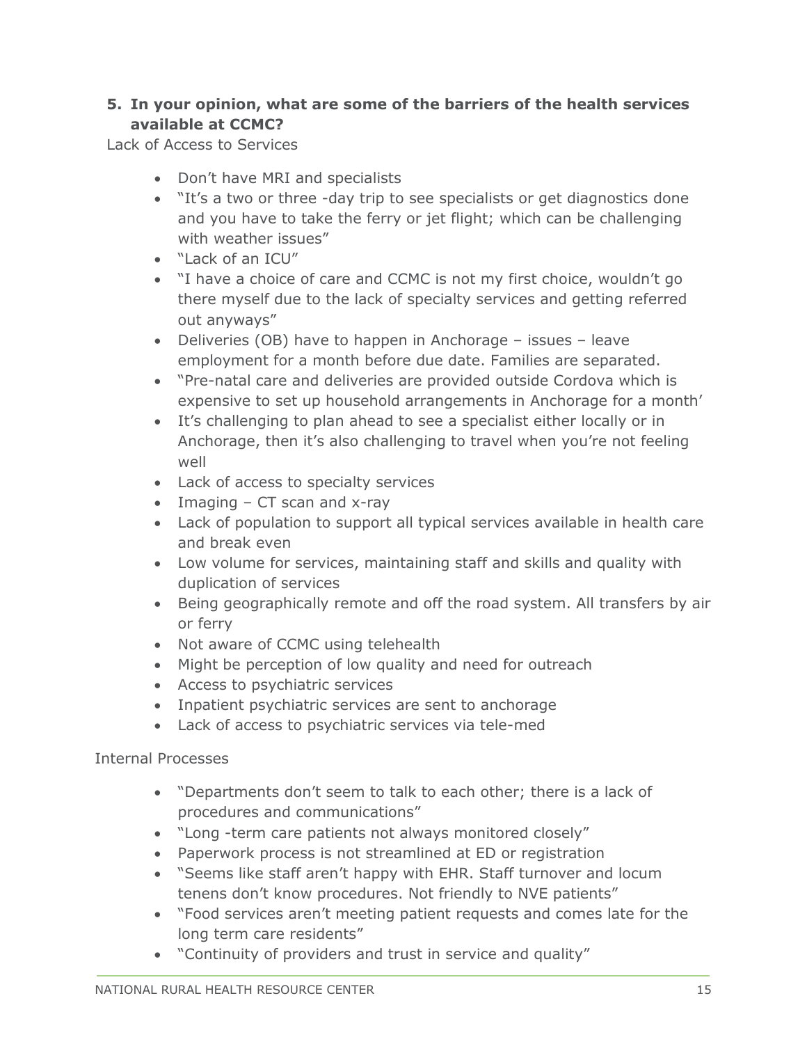5. **In your opinion, what are some of the barriers of the health services available at CCMC?**

Lack of Access to Services

- Don't have MRI and specialists
- "It's a two or three -day trip to see specialists or get diagnostics done and you have to take the ferry or jet flight; which can be challenging with weather issues"
- "Lack of an ICU"
- "I have a choice of care and CCMC is not my first choice, wouldn't go there myself due to the lack of specialty services and getting referred out anyways"
- Deliveries (OB) have to happen in Anchorage – issues – leave employment for a month before due date. Families are separated.
- "Pre-natal care and deliveries are provided outside Cordova which is expensive to set up household arrangements in Anchorage for a month'
- It's challenging to plan ahead to see a specialist either locally or in Anchorage, then it's also challenging to travel when you're not feeling well
- Lack of access to specialty services
- Imaging – CT scan and x-ray
- Lack of population to support all typical services available in health care and break even
- Low volume for services, maintaining staff and skills and quality with duplication of services
- Being geographically remote and off the road system. All transfers by air or ferry
- Not aware of CCMC using telehealth
- Might be perception of low quality and need for outreach
- Access to psychiatric services
- Inpatient psychiatric services are sent to anchorage
- Lack of access to psychiatric services via tele-med

Internal Processes

- "Departments don't seem to talk to each other; there is a lack of procedures and communications"
- "Long -term care patients not always monitored closely"
- Paperwork process is not streamlined at ED or registration
- "Seems like staff aren't happy with EHR. Staff turnover and locum tenens don't know procedures. Not friendly to NVE patients"
- "Food services aren't meeting patient requests and comes late for the long term care residents"
- "Continuity of providers and trust in service and quality"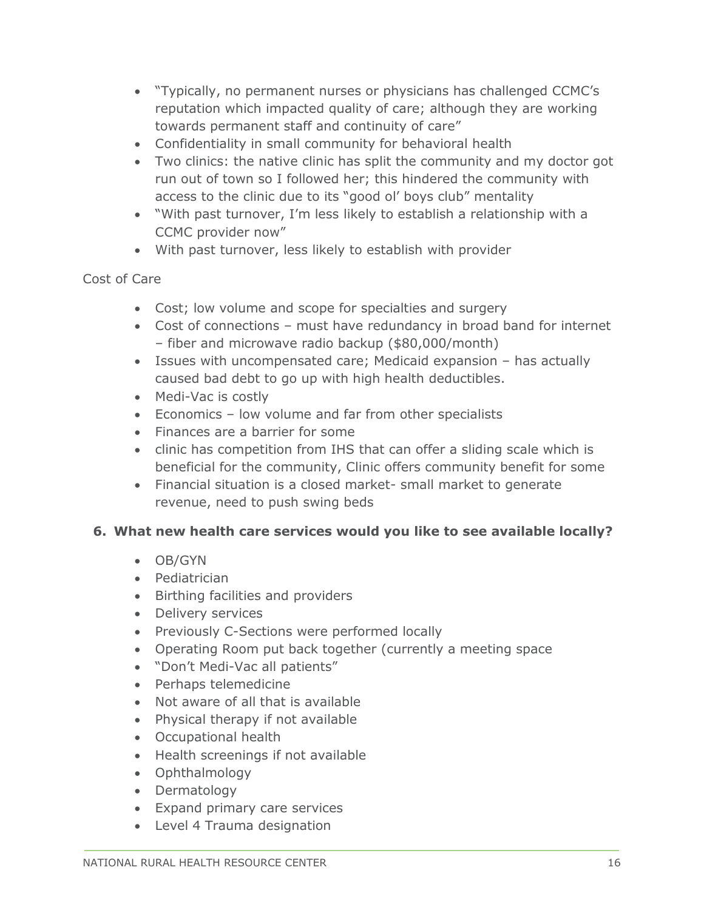- "Typically, no permanent nurses or physicians has challenged CCMC's reputation which impacted quality of care; although they are working towards permanent staff and continuity of care"
- Confidentiality in small community for behavioral health
- Two clinics: the native clinic has split the community and my doctor got run out of town so I followed her; this hindered the community with access to the clinic due to its "good ol' boys club" mentality
- "With past turnover, I'm less likely to establish a relationship with a CCMC provider now"
- With past turnover, less likely to establish with provider

Cost of Care

- Cost; low volume and scope for specialties and surgery
- Cost of connections – must have redundancy in broad band for internet – fiber and microwave radio backup ($80,000/month)
- Issues with uncompensated care; Medicaid expansion – has actually caused bad debt to go up with high health deductibles.
- Medi-Vac is costly
- Economics – low volume and far from other specialists
- Finances are a barrier for some
- clinic has competition from IHS that can offer a sliding scale which is beneficial for the community, Clinic offers community benefit for some
- Financial situation is a closed market- small market to generate revenue, need to push swing beds

**6. What new health care services would you like to see available locally?**

- OB/GYN
- Pediatrician
- Birthing facilities and providers
- Delivery services
- Previously C-Sections were performed locally
- Operating Room put back together (currently a meeting space
- "Don't Medi-Vac all patients"
- Perhaps telemedicine
- Not aware of all that is available
- Physical therapy if not available
- Occupational health
- Health screenings if not available
- Ophthalmology
- Dermatology
- Expand primary care services
- Level 4 Trauma designation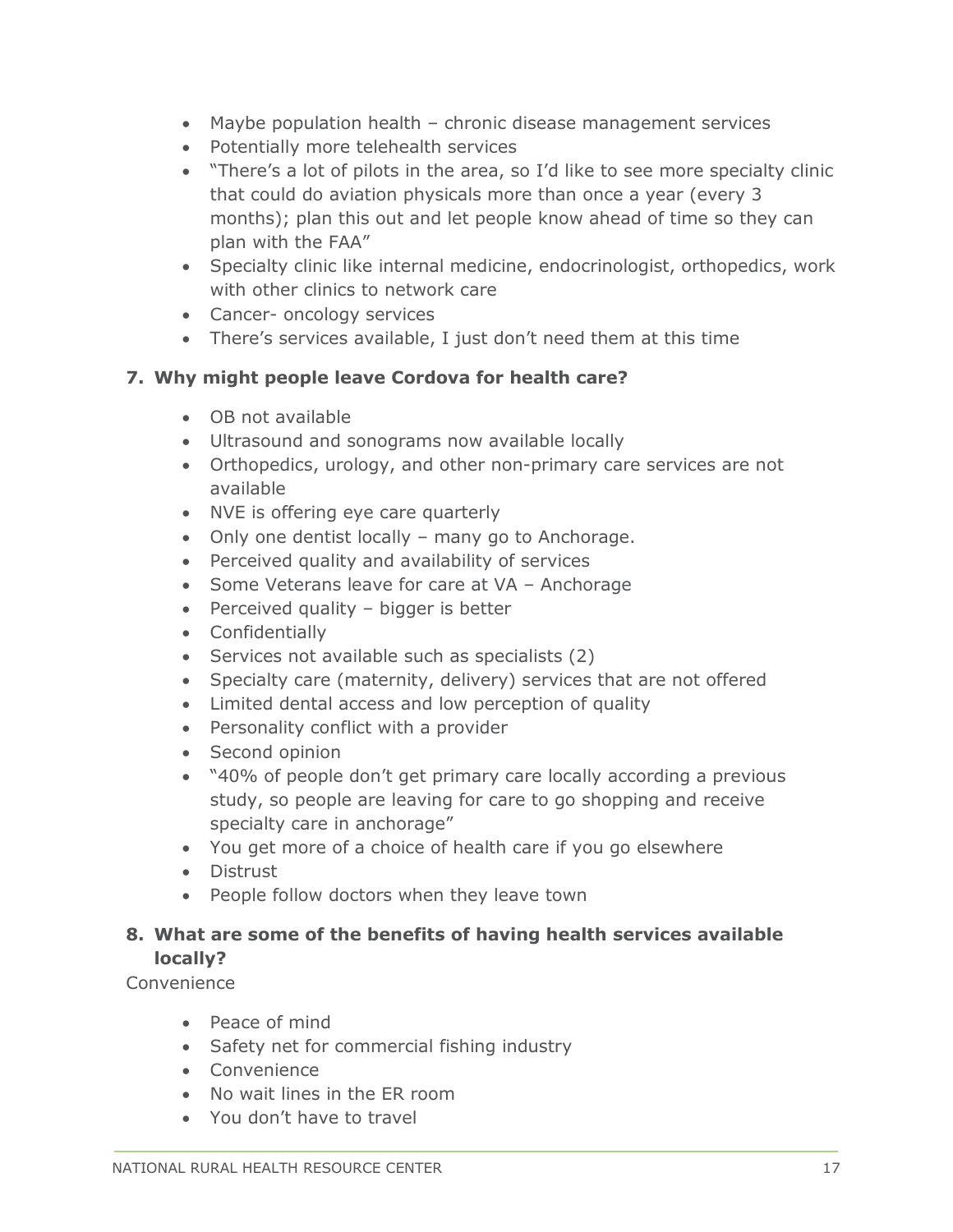- Maybe population health – chronic disease management services
- Potentially more telehealth services
- "There's a lot of pilots in the area, so I'd like to see more specialty clinic that could do aviation physicals more than once a year (every 3 months); plan this out and let people know ahead of time so they can plan with the FAA"
- Specialty clinic like internal medicine, endocrinologist, orthopedics, work with other clinics to network care
- Cancer- oncology services
- There's services available, I just don't need them at this time

### 7. Why might people leave Cordova for health care?

- OB not available
- Ultrasound and sonograms now available locally
- Orthopedics, urology, and other non-primary care services are not available
- NVE is offering eye care quarterly
- Only one dentist locally – many go to Anchorage.
- Perceived quality and availability of services
- Some Veterans leave for care at VA – Anchorage
- Perceived quality – bigger is better
- Confidentially
- Services not available such as specialists (2)
- Specialty care (maternity, delivery) services that are not offered
- Limited dental access and low perception of quality
- Personality conflict with a provider
- Second opinion
- "40% of people don't get primary care locally according a previous study, so people are leaving for care to go shopping and receive specialty care in anchorage"
- You get more of a choice of health care if you go elsewhere
- Distrust
- People follow doctors when they leave town

### 8. What are some of the benefits of having health services available locally?

Convenience

- Peace of mind
- Safety net for commercial fishing industry
- Convenience
- No wait lines in the ER room
- You don't have to travel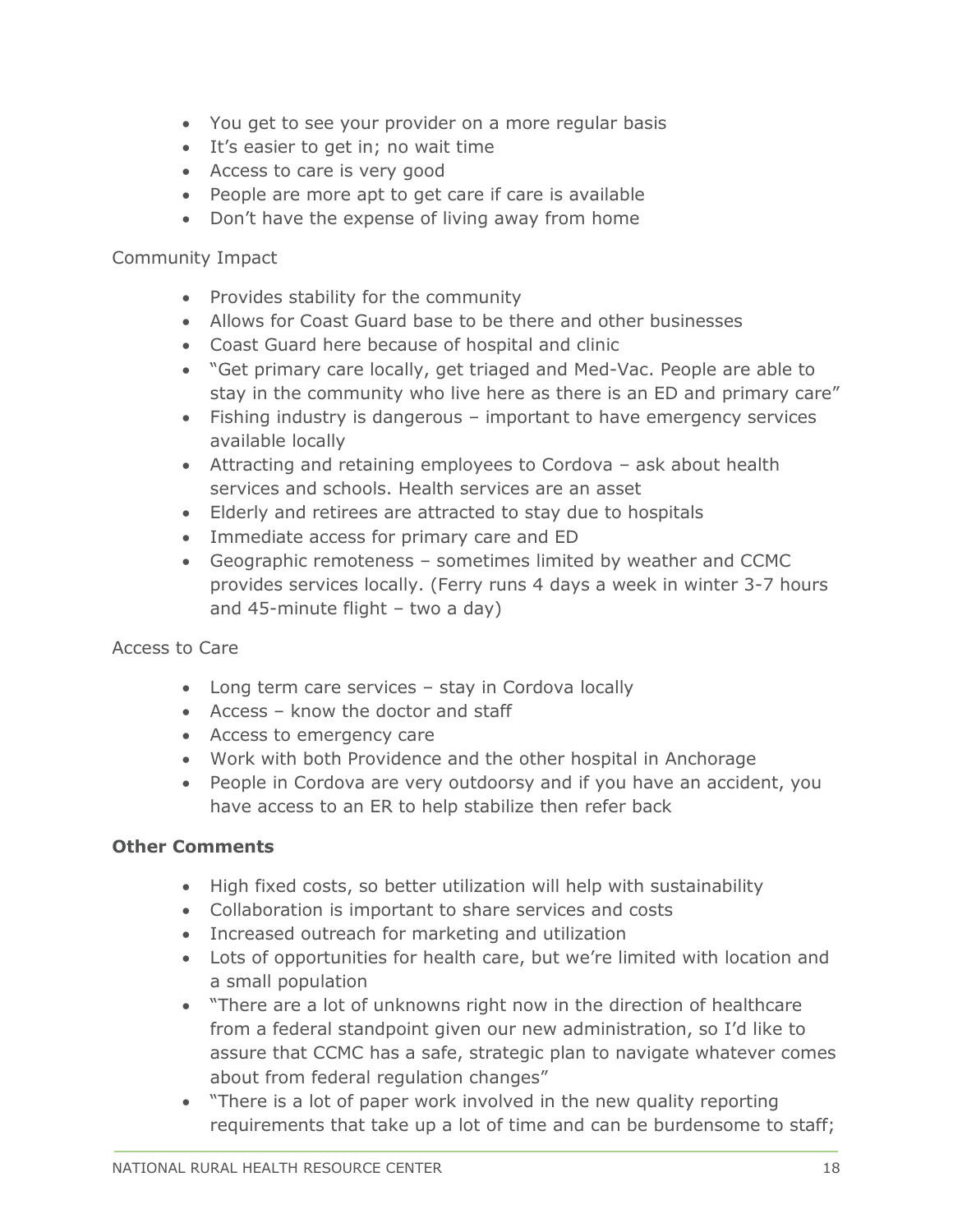- You get to see your provider on a more regular basis
- It's easier to get in; no wait time
- Access to care is very good
- People are more apt to get care if care is available
- Don't have the expense of living away from home

Community Impact

- Provides stability for the community
- Allows for Coast Guard base to be there and other businesses
- Coast Guard here because of hospital and clinic
- "Get primary care locally, get triaged and Med-Vac. People are able to stay in the community who live here as there is an ED and primary care"
- Fishing industry is dangerous – important to have emergency services available locally
- Attracting and retaining employees to Cordova – ask about health services and schools. Health services are an asset
- Elderly and retirees are attracted to stay due to hospitals
- Immediate access for primary care and ED
- Geographic remoteness – sometimes limited by weather and CCMC provides services locally. (Ferry runs 4 days a week in winter 3-7 hours and 45-minute flight – two a day)

Access to Care

- Long term care services – stay in Cordova locally
- Access – know the doctor and staff
- Access to emergency care
- Work with both Providence and the other hospital in Anchorage
- People in Cordova are very outdoorsy and if you have an accident, you have access to an ER to help stabilize then refer back

**Other Comments**

- High fixed costs, so better utilization will help with sustainability
- Collaboration is important to share services and costs
- Increased outreach for marketing and utilization
- Lots of opportunities for health care, but we're limited with location and a small population
- "There are a lot of unknowns right now in the direction of healthcare from a federal standpoint given our new administration, so I'd like to assure that CCMC has a safe, strategic plan to navigate whatever comes about from federal regulation changes"
- "There is a lot of paper work involved in the new quality reporting requirements that take up a lot of time and can be burdensome to staff;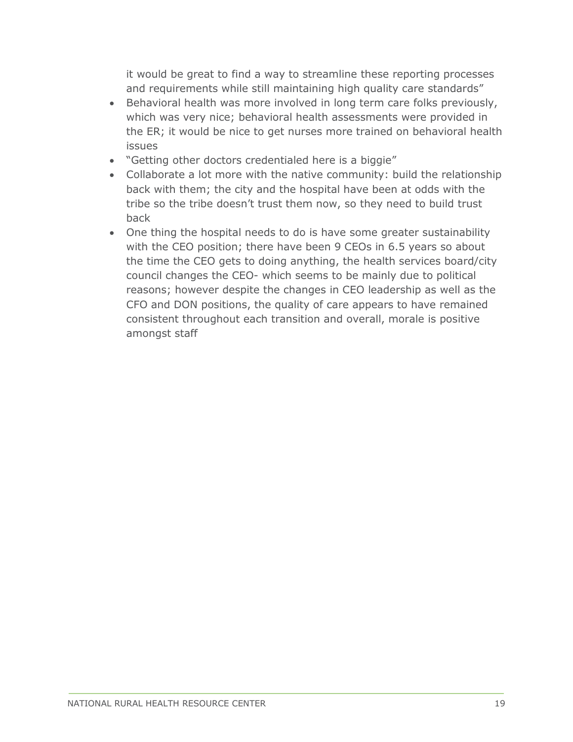it would be great to find a way to streamline these reporting processes and requirements while still maintaining high quality care standards"

- Behavioral health was more involved in long term care folks previously, which was very nice; behavioral health assessments were provided in the ER; it would be nice to get nurses more trained on behavioral health issues
- "Getting other doctors credentialed here is a biggie"
- Collaborate a lot more with the native community: build the relationship back with them; the city and the hospital have been at odds with the tribe so the tribe doesn't trust them now, so they need to build trust back
- One thing the hospital needs to do is have some greater sustainability with the CEO position; there have been 9 CEOs in 6.5 years so about the time the CEO gets to doing anything, the health services board/city council changes the CEO- which seems to be mainly due to political reasons; however despite the changes in CEO leadership as well as the CFO and DON positions, the quality of care appears to have remained consistent throughout each transition and overall, morale is positive amongst staff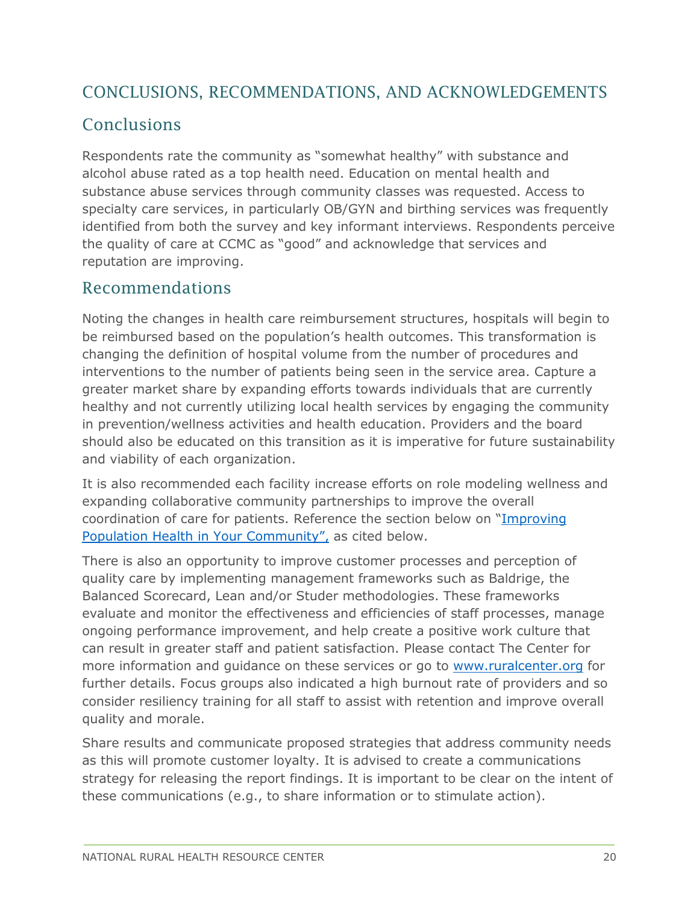# CONCLUSIONS, RECOMMENDATIONS, AND ACKNOWLEDGEMENTS

## Conclusions

Respondents rate the community as "somewhat healthy" with substance and alcohol abuse rated as a top health need. Education on mental health and substance abuse services through community classes was requested. Access to specialty care services, in particularly OB/GYN and birthing services was frequently identified from both the survey and key informant interviews. Respondents perceive the quality of care at CCMC as "good" and acknowledge that services and reputation are improving.

## Recommendations

Noting the changes in health care reimbursement structures, hospitals will begin to be reimbursed based on the population's health outcomes. This transformation is changing the definition of hospital volume from the number of procedures and interventions to the number of patients being seen in the service area. Capture a greater market share by expanding efforts towards individuals that are currently healthy and not currently utilizing local health services by engaging the community in prevention/wellness activities and health education. Providers and the board should also be educated on this transition as it is imperative for future sustainability and viability of each organization.

It is also recommended each facility increase efforts on role modeling wellness and expanding collaborative community partnerships to improve the overall coordination of care for patients. Reference the section below on "Improving Population Health in Your Community", as cited below.

There is also an opportunity to improve customer processes and perception of quality care by implementing management frameworks such as Baldrige, the Balanced Scorecard, Lean and/or Studer methodologies. These frameworks evaluate and monitor the effectiveness and efficiencies of staff processes, manage ongoing performance improvement, and help create a positive work culture that can result in greater staff and patient satisfaction. Please contact The Center for more information and guidance on these services or go to www.ruralcenter.org for further details. Focus groups also indicated a high burnout rate of providers and so consider resiliency training for all staff to assist with retention and improve overall quality and morale.

Share results and communicate proposed strategies that address community needs as this will promote customer loyalty. It is advised to create a communications strategy for releasing the report findings. It is important to be clear on the intent of these communications (e.g., to share information or to stimulate action).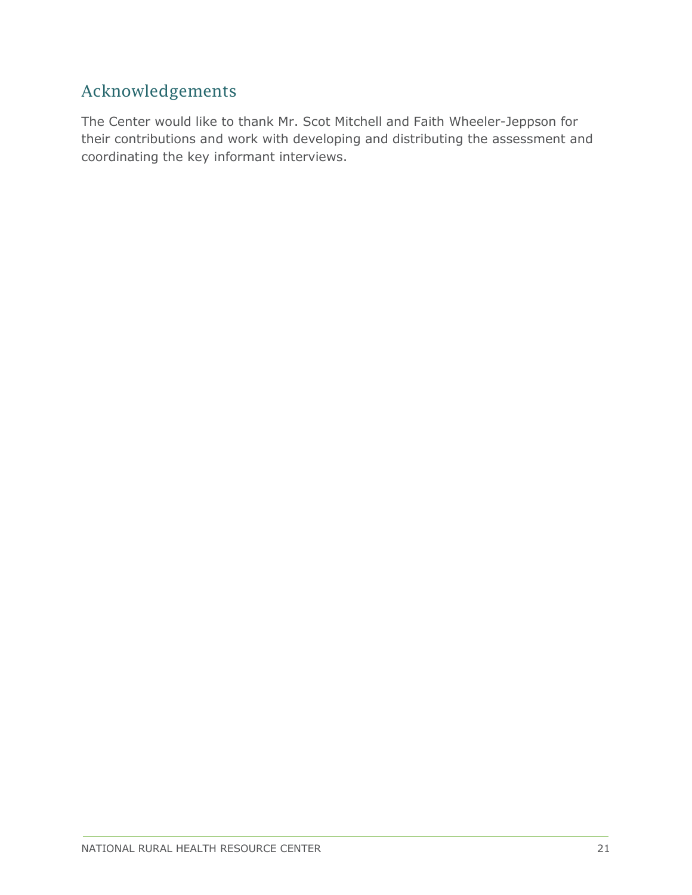## Acknowledgements

The Center would like to thank Mr. Scot Mitchell and Faith Wheeler-Jeppson for their contributions and work with developing and distributing the assessment and coordinating the key informant interviews.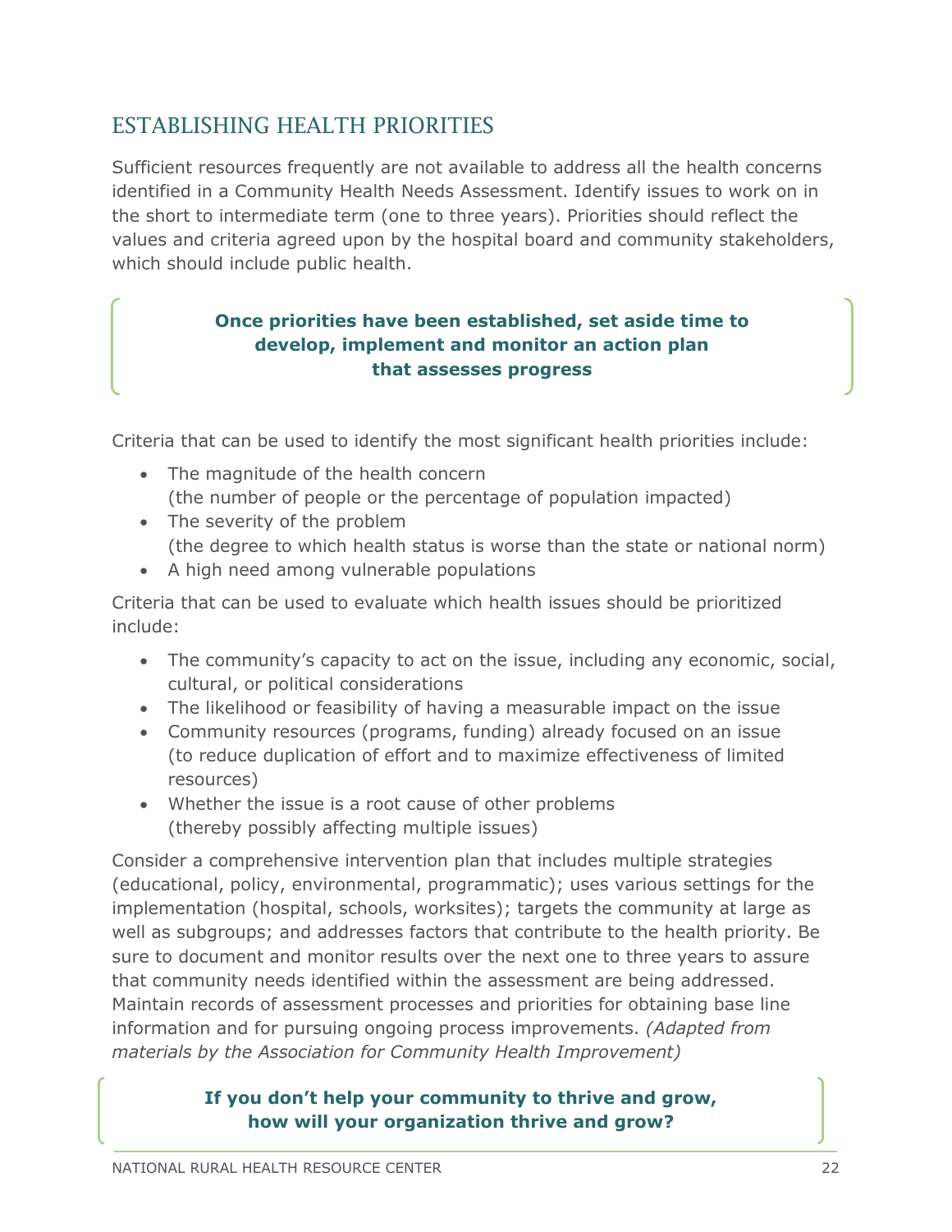## ESTABLISHING HEALTH PRIORITIES

Sufficient resources frequently are not available to address all the health concerns identified in a Community Health Needs Assessment. Identify issues to work on in the short to intermediate term (one to three years). Priorities should reflect the values and criteria agreed upon by the hospital board and community stakeholders, which should include public health.

**Once priorities have been established, set aside time to develop, implement and monitor an action plan that assesses progress**

Criteria that can be used to identify the most significant health priorities include:

- The magnitude of the health concern (the number of people or the percentage of population impacted)
- The severity of the problem (the degree to which health status is worse than the state or national norm)
- A high need among vulnerable populations

Criteria that can be used to evaluate which health issues should be prioritized include:

- The community's capacity to act on the issue, including any economic, social, cultural, or political considerations
- The likelihood or feasibility of having a measurable impact on the issue
- Community resources (programs, funding) already focused on an issue (to reduce duplication of effort and to maximize effectiveness of limited resources)
- Whether the issue is a root cause of other problems (thereby possibly affecting multiple issues)

Consider a comprehensive intervention plan that includes multiple strategies (educational, policy, environmental, programmatic); uses various settings for the implementation (hospital, schools, worksites); targets the community at large as well as subgroups; and addresses factors that contribute to the health priority. Be sure to document and monitor results over the next one to three years to assure that community needs identified within the assessment are being addressed. Maintain records of assessment processes and priorities for obtaining base line information and for pursuing ongoing process improvements. *(Adapted from materials by the Association for Community Health Improvement)*

**If you don't help your community to thrive and grow, how will your organization thrive and grow?**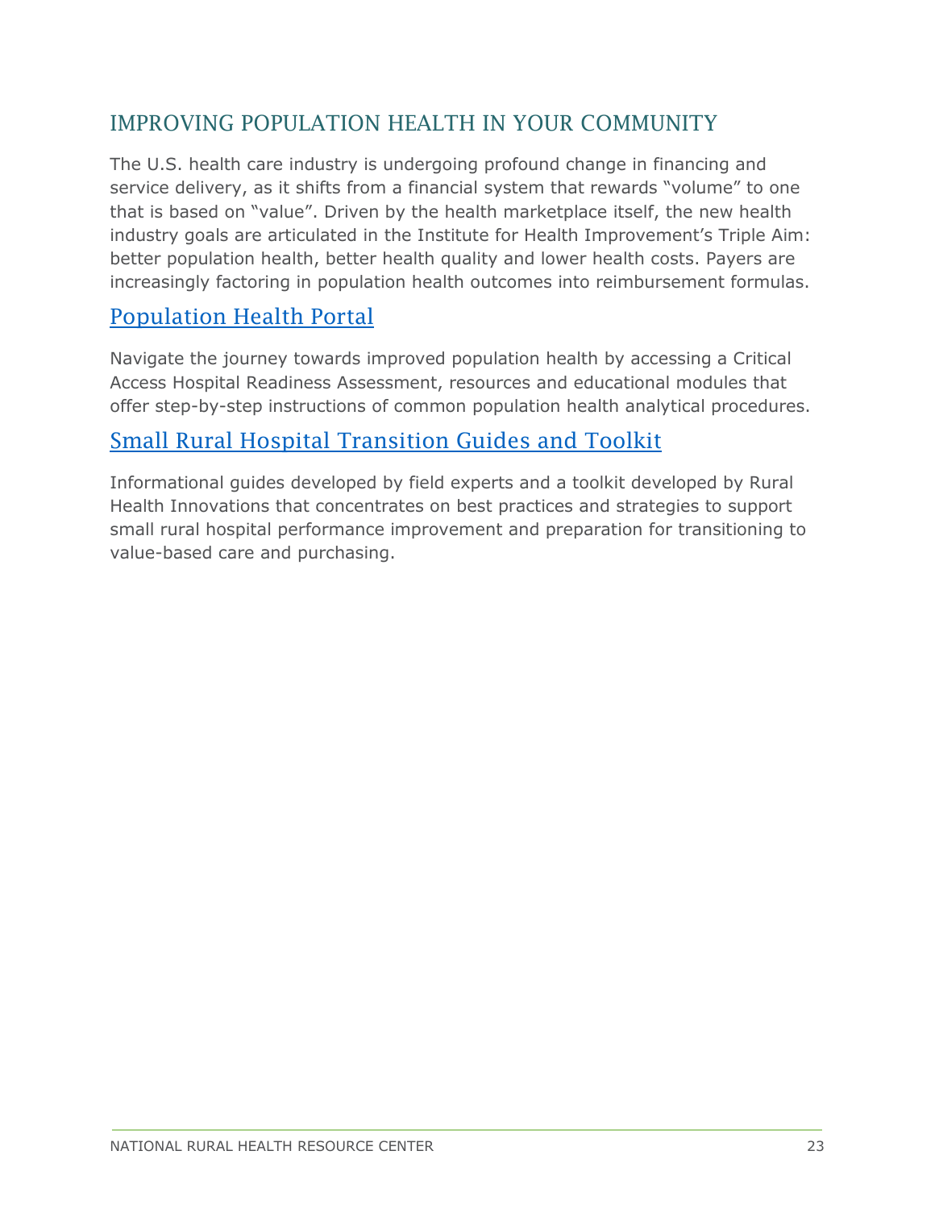## IMPROVING POPULATION HEALTH IN YOUR COMMUNITY

The U.S. health care industry is undergoing profound change in financing and service delivery, as it shifts from a financial system that rewards "volume" to one that is based on "value". Driven by the health marketplace itself, the new health industry goals are articulated in the Institute for Health Improvement's Triple Aim: better population health, better health quality and lower health costs. Payers are increasingly factoring in population health outcomes into reimbursement formulas.

### Population Health Portal

Navigate the journey towards improved population health by accessing a Critical Access Hospital Readiness Assessment, resources and educational modules that offer step-by-step instructions of common population health analytical procedures.

### Small Rural Hospital Transition Guides and Toolkit

Informational guides developed by field experts and a toolkit developed by Rural Health Innovations that concentrates on best practices and strategies to support small rural hospital performance improvement and preparation for transitioning to value-based care and purchasing.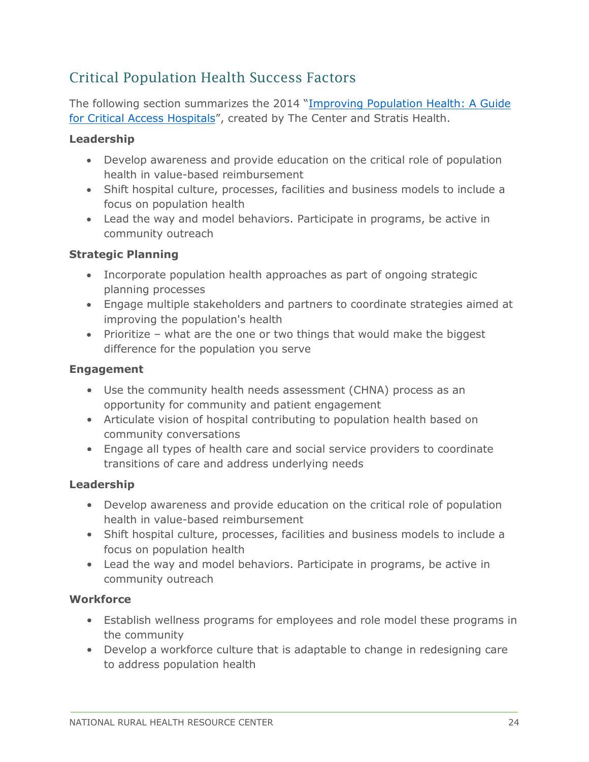## Critical Population Health Success Factors

The following section summarizes the 2014 "[Improving Population Health: A Guide for Critical Access Hospitals]()", created by The Center and Stratis Health.

**Leadership**

- Develop awareness and provide education on the critical role of population health in value-based reimbursement
- Shift hospital culture, processes, facilities and business models to include a focus on population health
- Lead the way and model behaviors. Participate in programs, be active in community outreach

**Strategic Planning**

- Incorporate population health approaches as part of ongoing strategic planning processes
- Engage multiple stakeholders and partners to coordinate strategies aimed at improving the population's health
- Prioritize – what are the one or two things that would make the biggest difference for the population you serve

**Engagement**

- Use the community health needs assessment (CHNA) process as an opportunity for community and patient engagement
- Articulate vision of hospital contributing to population health based on community conversations
- Engage all types of health care and social service providers to coordinate transitions of care and address underlying needs

**Leadership**

- Develop awareness and provide education on the critical role of population health in value-based reimbursement
- Shift hospital culture, processes, facilities and business models to include a focus on population health
- Lead the way and model behaviors. Participate in programs, be active in community outreach

**Workforce**

- Establish wellness programs for employees and role model these programs in the community
- Develop a workforce culture that is adaptable to change in redesigning care to address population health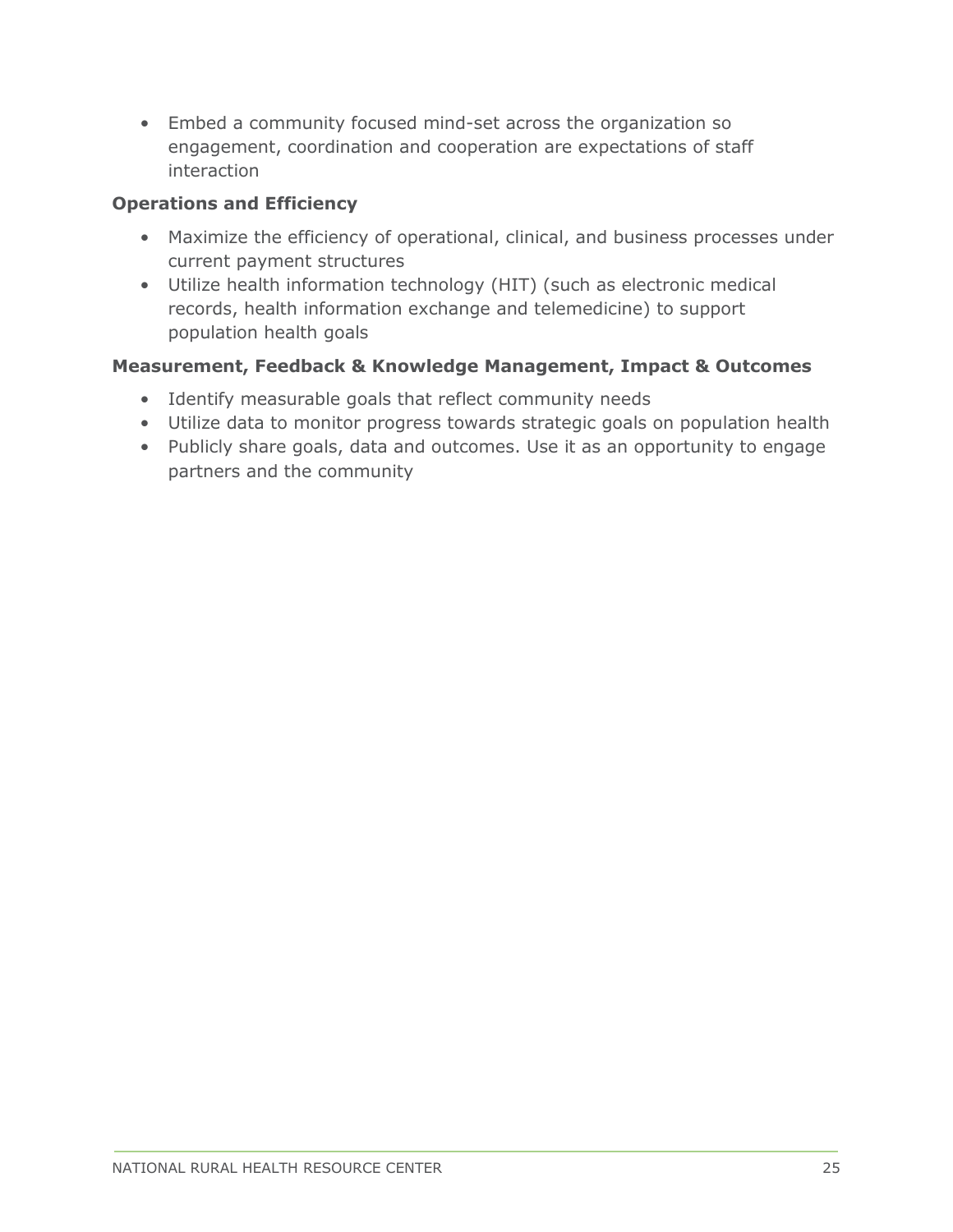- Embed a community focused mind-set across the organization so engagement, coordination and cooperation are expectations of staff interaction

**Operations and Efficiency**

- Maximize the efficiency of operational, clinical, and business processes under current payment structures
- Utilize health information technology (HIT) (such as electronic medical records, health information exchange and telemedicine) to support population health goals

**Measurement, Feedback & Knowledge Management, Impact & Outcomes**

- Identify measurable goals that reflect community needs
- Utilize data to monitor progress towards strategic goals on population health
- Publicly share goals, data and outcomes. Use it as an opportunity to engage partners and the community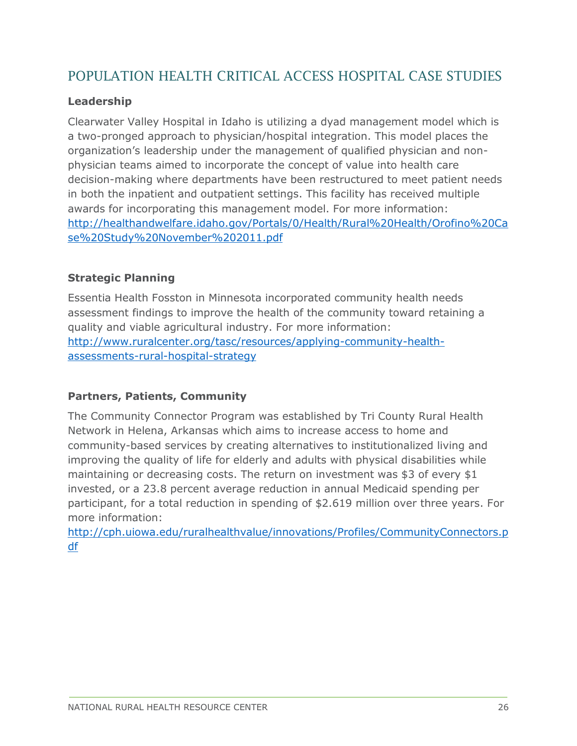## POPULATION HEALTH CRITICAL ACCESS HOSPITAL CASE STUDIES

### Leadership

Clearwater Valley Hospital in Idaho is utilizing a dyad management model which is a two-pronged approach to physician/hospital integration. This model places the organization's leadership under the management of qualified physician and non-physician teams aimed to incorporate the concept of value into health care decision-making where departments have been restructured to meet patient needs in both the inpatient and outpatient settings. This facility has received multiple awards for incorporating this management model. For more information: http://healthandwelfare.idaho.gov/Portals/0/Health/Rural%20Health/Orofino%20Case%20Study%20November%202011.pdf

### Strategic Planning

Essentia Health Fosston in Minnesota incorporated community health needs assessment findings to improve the health of the community toward retaining a quality and viable agricultural industry. For more information: http://www.ruralcenter.org/tasc/resources/applying-community-health-assessments-rural-hospital-strategy

### Partners, Patients, Community

The Community Connector Program was established by Tri County Rural Health Network in Helena, Arkansas which aims to increase access to home and community-based services by creating alternatives to institutionalized living and improving the quality of life for elderly and adults with physical disabilities while maintaining or decreasing costs. The return on investment was $3 of every $1 invested, or a 23.8 percent average reduction in annual Medicaid spending per participant, for a total reduction in spending of $2.619 million over three years. For more information: http://cph.uiowa.edu/ruralhealthvalue/innovations/Profiles/CommunityConnectors.pdf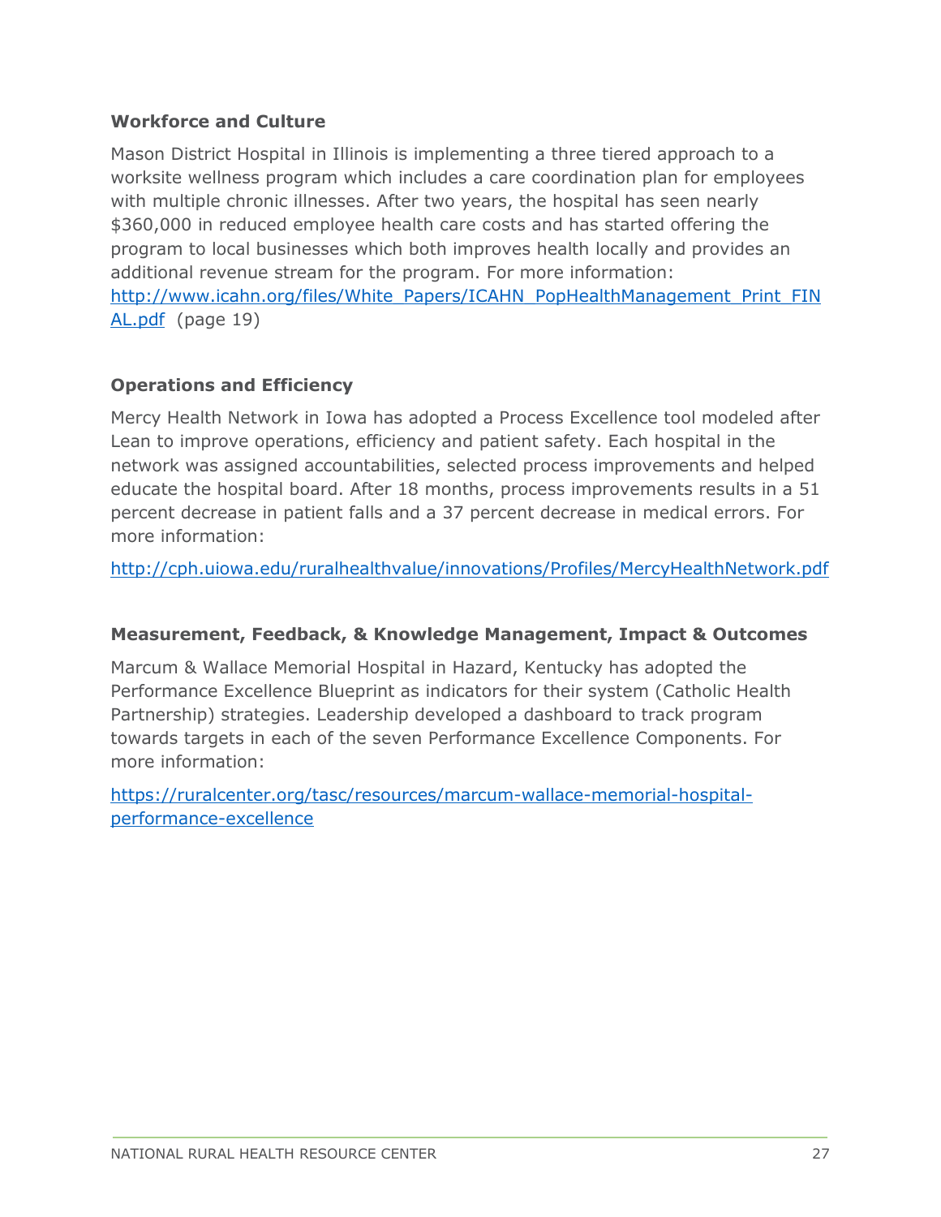**Workforce and Culture**

Mason District Hospital in Illinois is implementing a three tiered approach to a worksite wellness program which includes a care coordination plan for employees with multiple chronic illnesses. After two years, the hospital has seen nearly $360,000 in reduced employee health care costs and has started offering the program to local businesses which both improves health locally and provides an additional revenue stream for the program. For more information: http://www.icahn.org/files/White_Papers/ICAHN_PopHealthManagement_Print_FINAL.pdf (page 19)

**Operations and Efficiency**

Mercy Health Network in Iowa has adopted a Process Excellence tool modeled after Lean to improve operations, efficiency and patient safety. Each hospital in the network was assigned accountabilities, selected process improvements and helped educate the hospital board. After 18 months, process improvements results in a 51 percent decrease in patient falls and a 37 percent decrease in medical errors. For more information:

http://cph.uiowa.edu/ruralhealthvalue/innovations/Profiles/MercyHealthNetwork.pdf

**Measurement, Feedback, & Knowledge Management, Impact & Outcomes**

Marcum & Wallace Memorial Hospital in Hazard, Kentucky has adopted the Performance Excellence Blueprint as indicators for their system (Catholic Health Partnership) strategies. Leadership developed a dashboard to track program towards targets in each of the seven Performance Excellence Components. For more information:

https://ruralcenter.org/tasc/resources/marcum-wallace-memorial-hospital-performance-excellence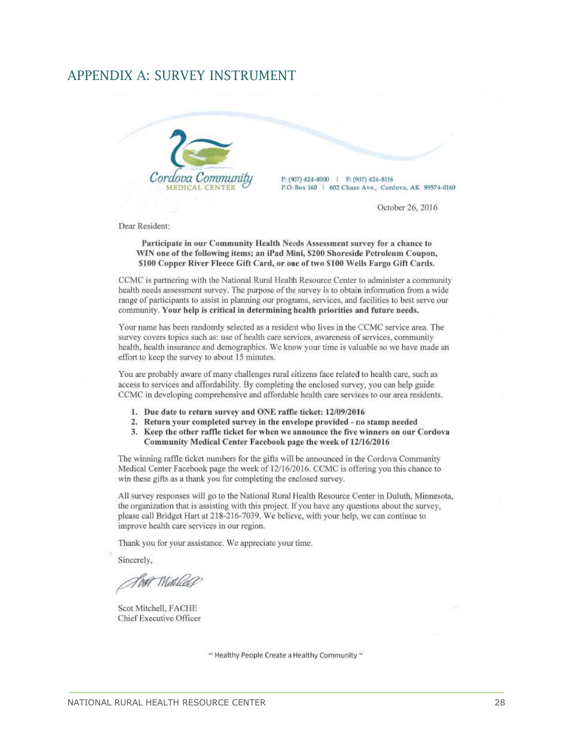# APPENDIX A: SURVEY INSTRUMENT

Cordova Community MEDICAL CENTER

P: (907) 424-8000 | F: (907) 424-8116
P.O. Box 160 | 602 Chase Ave., Cordova, AK 99574-0160

October 26, 2016

Dear Resident:

**Participate in our Community Health Needs Assessment survey for a chance to WIN one of the following items; an iPad Mini, $200 Shoreside Petroleum Coupon, $100 Copper River Fleece Gift Card, or one of two $100 Wells Fargo Gift Cards.**

CCMC is partnering with the National Rural Health Resource Center to administer a community health needs assessment survey. The purpose of the survey is to obtain information from a wide range of participants to assist in planning our programs, services, and facilities to best serve our community. **Your help is critical in determining health priorities and future needs.**

Your name has been randomly selected as a resident who lives in the CCMC service area. The survey covers topics such as: use of health care services, awareness of services, community health, health insurance and demographics. We know your time is valuable so we have made an effort to keep the survey to about 15 minutes.

You are probably aware of many challenges rural citizens face related to health care, such as access to services and affordability. By completing the enclosed survey, you can help guide CCMC in developing comprehensive and affordable health care services to our area residents.

1. **Due date to return survey and ONE raffle ticket: 12/09/2016**
2. **Return your completed survey in the envelope provided - no stamp needed**
3. **Keep the other raffle ticket for when we announce the five winners on our Cordova Community Medical Center Facebook page the week of 12/16/2016**

The winning raffle ticket numbers for the gifts will be announced in the Cordova Community Medical Center Facebook page the week of 12/16/2016. CCMC is offering you this chance to win these gifts as a thank you for completing the enclosed survey.

All survey responses will go to the National Rural Health Resource Center in Duluth, Minnesota, the organization that is assisting with this project. If you have any questions about the survey, please call Bridget Hart at 218-216-7039. We believe, with your help, we can continue to improve health care services in our region.

Thank you for your assistance. We appreciate your time.

Sincerely,

Scot Mitchell, FACHE
Chief Executive Officer

~ Healthy People Create a Healthy Community ~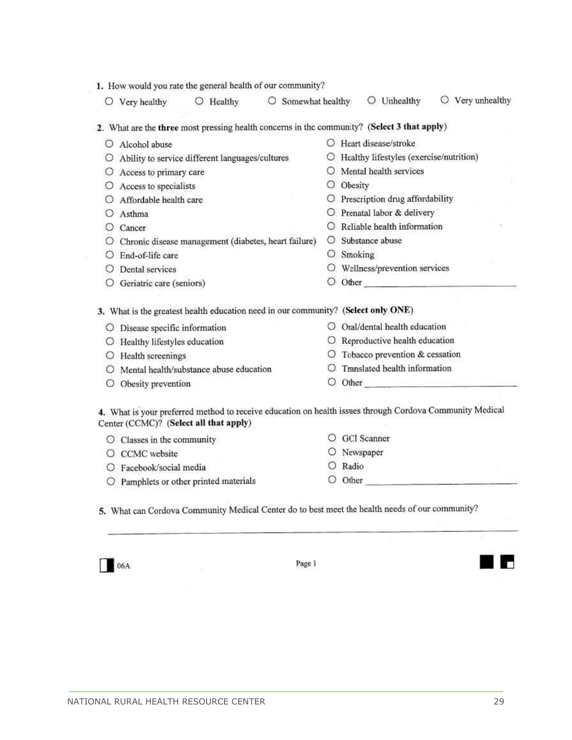1. How would you rate the general health of our community?

○ Very healthy ○ Healthy ○ Somewhat healthy ○ Unhealthy ○ Very unhealthy

2. What are the **three** most pressing health concerns in the community? **(Select 3 that apply)**

- ○ Alcohol abuse
- ○ Ability to service different languages/cultures
- ○ Access to primary care
- ○ Access to specialists
- ○ Affordable health care
- ○ Asthma
- ○ Cancer
- ○ Chronic disease management (diabetes, heart failure)
- ○ End-of-life care
- ○ Dental services
- ○ Geriatric care (seniors)
- ○ Heart disease/stroke
- ○ Healthy lifestyles (exercise/nutrition)
- ○ Mental health services
- ○ Obesity
- ○ Prescription drug affordability
- ○ Prenatal labor & delivery
- ○ Reliable health information
- ○ Substance abuse
- ○ Smoking
- ○ Wellness/prevention services
- ○ Other \_\_\_\_\_\_\_\_\_\_\_\_\_\_\_\_\_\_\_\_

3. What is the greatest health education need in our community? **(Select only ONE)**

- ○ Disease specific information
- ○ Healthy lifestyles education
- ○ Health screenings
- ○ Mental health/substance abuse education
- ○ Obesity prevention
- ○ Oral/dental health education
- ○ Reproductive health education
- ○ Tobacco prevention & cessation
- ○ Translated health information
- ○ Other \_\_\_\_\_\_\_\_\_\_\_\_\_\_\_\_\_\_\_\_

4. What is your preferred method to receive education on health issues through Cordova Community Medical Center (CCMC)? **(Select all that apply)**

- ○ Classes in the community
- ○ CCMC website
- ○ Facebook/social media
- ○ Pamphlets or other printed materials
- ○ GCI Scanner
- ○ Newspaper
- ○ Radio
- ○ Other \_\_\_\_\_\_\_\_\_\_\_\_\_\_\_\_\_\_\_\_

5. What can Cordova Community Medical Center do to best meet the health needs of our community?

\_\_\_\_\_\_\_\_\_\_\_\_\_\_\_\_\_\_\_\_\_\_\_\_\_\_\_\_\_\_\_\_\_\_\_\_\_\_\_\_\_\_\_\_\_\_\_\_\_\_\_\_\_\_\_\_\_\_\_\_

06A

Page 1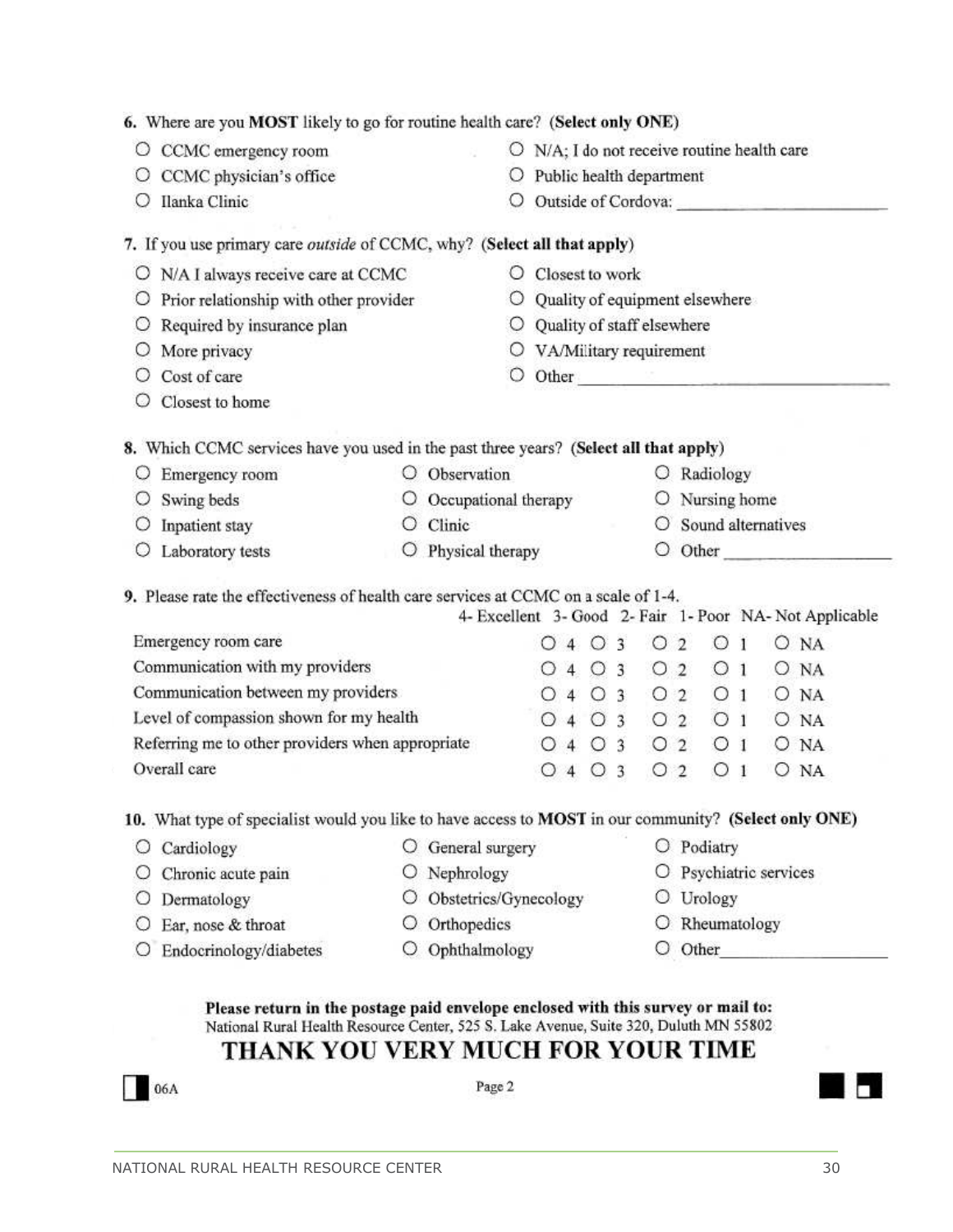**6.** Where are you **MOST** likely to go for routine health care? **(Select only ONE)**

- ○ CCMC emergency room
- ○ CCMC physician's office
- ○ Ilanka Clinic
- ○ N/A; I do not receive routine health care
- ○ Public health department
- ○ Outside of Cordova: ____________________

**7.** If you use primary care *outside* of CCMC, why? **(Select all that apply)**

- ○ N/A I always receive care at CCMC
- ○ Prior relationship with other provider
- ○ Required by insurance plan
- ○ More privacy
- ○ Cost of care
- ○ Closest to home
- ○ Closest to work
- ○ Quality of equipment elsewhere
- ○ Quality of staff elsewhere
- ○ VA/Military requirement
- ○ Other ____________________

**8.** Which CCMC services have you used in the past three years? **(Select all that apply)**

- ○ Emergency room
- ○ Swing beds
- ○ Inpatient stay
- ○ Laboratory tests
- ○ Observation
- ○ Occupational therapy
- ○ Clinic
- ○ Physical therapy
- ○ Radiology
- ○ Nursing home
- ○ Sound alternatives
- ○ Other ____________________

**9.** Please rate the effectiveness of health care services at CCMC on a scale of 1-4.

| | 4- Excellent | 3- Good | 2- Fair | 1- Poor | NA- Not Applicable |
|---|---|---|---|---|---|
| Emergency room care | ○ 4 | ○ 3 | ○ 2 | ○ 1 | ○ NA |
| Communication with my providers | ○ 4 | ○ 3 | ○ 2 | ○ 1 | ○ NA |
| Communication between my providers | ○ 4 | ○ 3 | ○ 2 | ○ 1 | ○ NA |
| Level of compassion shown for my health | ○ 4 | ○ 3 | ○ 2 | ○ 1 | ○ NA |
| Referring me to other providers when appropriate | ○ 4 | ○ 3 | ○ 2 | ○ 1 | ○ NA |
| Overall care | ○ 4 | ○ 3 | ○ 2 | ○ 1 | ○ NA |

**10.** What type of specialist would you like to have access to **MOST** in our community? **(Select only ONE)**

- ○ Cardiology
- ○ Chronic acute pain
- ○ Dermatology
- ○ Ear, nose & throat
- ○ Endocrinology/diabetes
- ○ General surgery
- ○ Nephrology
- ○ Obstetrics/Gynecology
- ○ Orthopedics
- ○ Ophthalmology
- ○ Podiatry
- ○ Psychiatric services
- ○ Urology
- ○ Rheumatology
- ○ Other ____________________

**Please return in the postage paid envelope enclosed with this survey or mail to:**
National Rural Health Resource Center, 525 S. Lake Avenue, Suite 320, Duluth MN 55802

**THANK YOU VERY MUCH FOR YOUR TIME**

06A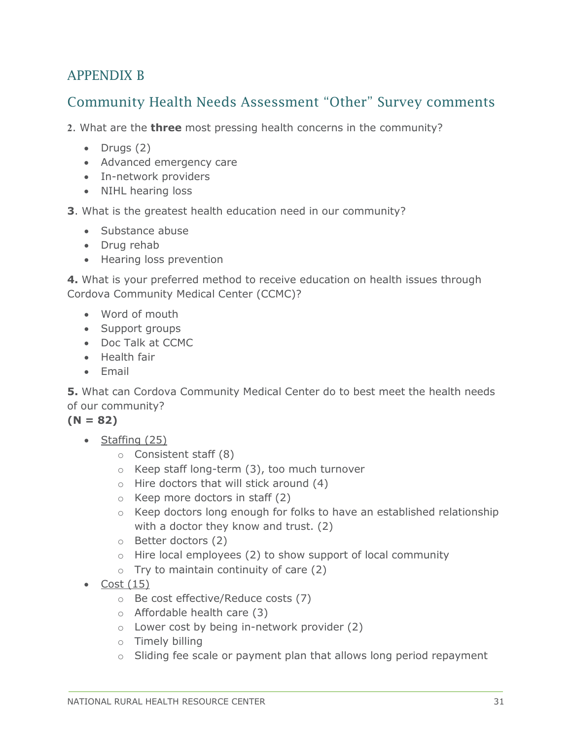## APPENDIX B

## Community Health Needs Assessment "Other" Survey comments

**2**. What are the **three** most pressing health concerns in the community?

- Drugs (2)
- Advanced emergency care
- In-network providers
- NIHL hearing loss

**3**. What is the greatest health education need in our community?

- Substance abuse
- Drug rehab
- Hearing loss prevention

**4.** What is your preferred method to receive education on health issues through Cordova Community Medical Center (CCMC)?

- Word of mouth
- Support groups
- Doc Talk at CCMC
- Health fair
- Email

**5.** What can Cordova Community Medical Center do to best meet the health needs of our community?
**(N = 82)**

- Staffing (25)
    - Consistent staff (8)
    - Keep staff long-term (3), too much turnover
    - Hire doctors that will stick around (4)
    - Keep more doctors in staff (2)
    - Keep doctors long enough for folks to have an established relationship with a doctor they know and trust. (2)
    - Better doctors (2)
    - Hire local employees (2) to show support of local community
    - Try to maintain continuity of care (2)
- Cost (15)
    - Be cost effective/Reduce costs (7)
    - Affordable health care (3)
    - Lower cost by being in-network provider (2)
    - Timely billing
    - Sliding fee scale or payment plan that allows long period repayment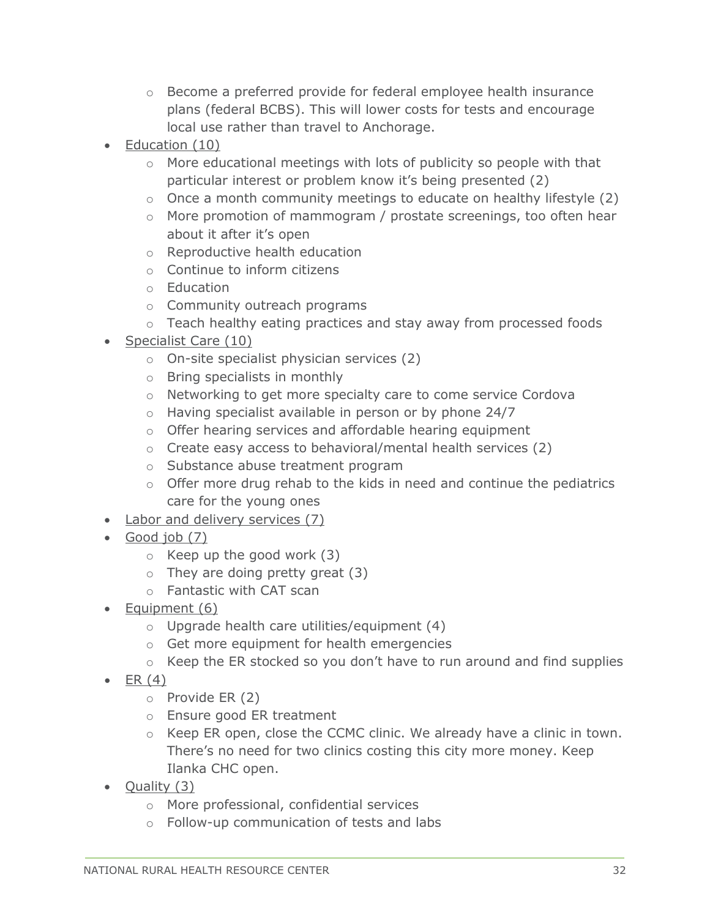- Become a preferred provide for federal employee health insurance plans (federal BCBS). This will lower costs for tests and encourage local use rather than travel to Anchorage.

- Education (10)
  - More educational meetings with lots of publicity so people with that particular interest or problem know it's being presented (2)
  - Once a month community meetings to educate on healthy lifestyle (2)
  - More promotion of mammogram / prostate screenings, too often hear about it after it's open
  - Reproductive health education
  - Continue to inform citizens
  - Education
  - Community outreach programs
  - Teach healthy eating practices and stay away from processed foods
- Specialist Care (10)
  - On-site specialist physician services (2)
  - Bring specialists in monthly
  - Networking to get more specialty care to come service Cordova
  - Having specialist available in person or by phone 24/7
  - Offer hearing services and affordable hearing equipment
  - Create easy access to behavioral/mental health services (2)
  - Substance abuse treatment program
  - Offer more drug rehab to the kids in need and continue the pediatrics care for the young ones
- Labor and delivery services (7)
- Good job (7)
  - Keep up the good work (3)
  - They are doing pretty great (3)
  - Fantastic with CAT scan
- Equipment (6)
  - Upgrade health care utilities/equipment (4)
  - Get more equipment for health emergencies
  - Keep the ER stocked so you don't have to run around and find supplies
- ER (4)
  - Provide ER (2)
  - Ensure good ER treatment
  - Keep ER open, close the CCMC clinic. We already have a clinic in town. There's no need for two clinics costing this city more money. Keep Ilanka CHC open.
- Quality (3)
  - More professional, confidential services
  - Follow-up communication of tests and labs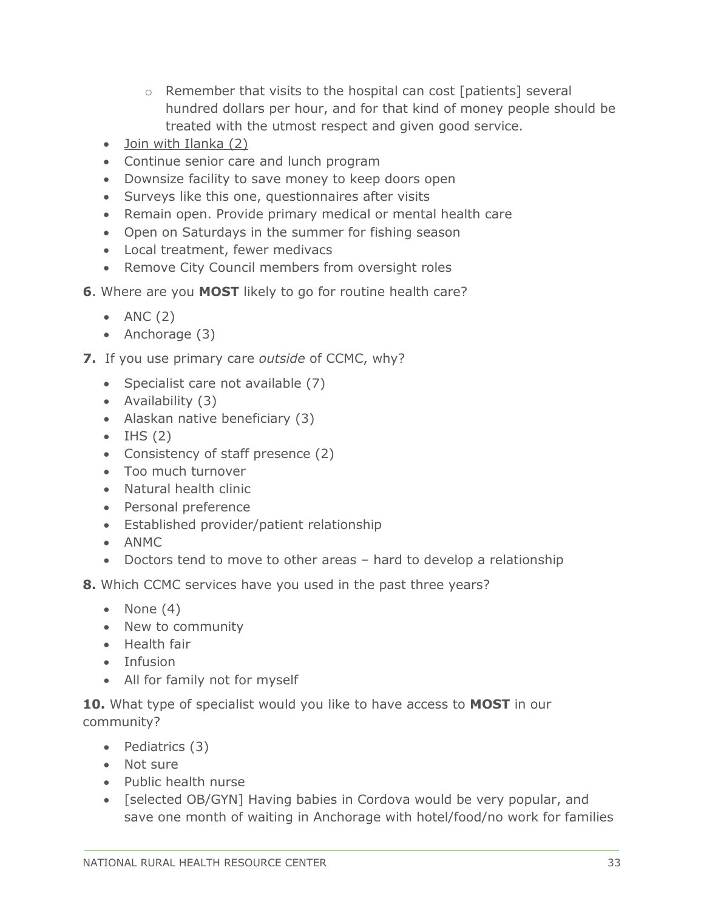- Remember that visits to the hospital can cost [patients] several hundred dollars per hour, and for that kind of money people should be treated with the utmost respect and given good service.
- Join with Ilanka (2)
- Continue senior care and lunch program
- Downsize facility to save money to keep doors open
- Surveys like this one, questionnaires after visits
- Remain open. Provide primary medical or mental health care
- Open on Saturdays in the summer for fishing season
- Local treatment, fewer medivacs
- Remove City Council members from oversight roles

**6**. Where are you **MOST** likely to go for routine health care?

- ANC (2)
- Anchorage (3)

**7.** If you use primary care *outside* of CCMC, why?

- Specialist care not available (7)
- Availability (3)
- Alaskan native beneficiary (3)
- IHS (2)
- Consistency of staff presence (2)
- Too much turnover
- Natural health clinic
- Personal preference
- Established provider/patient relationship
- ANMC
- Doctors tend to move to other areas – hard to develop a relationship

**8.** Which CCMC services have you used in the past three years?

- None (4)
- New to community
- Health fair
- Infusion
- All for family not for myself

**10.** What type of specialist would you like to have access to **MOST** in our community?

- Pediatrics (3)
- Not sure
- Public health nurse
- [selected OB/GYN] Having babies in Cordova would be very popular, and save one month of waiting in Anchorage with hotel/food/no work for families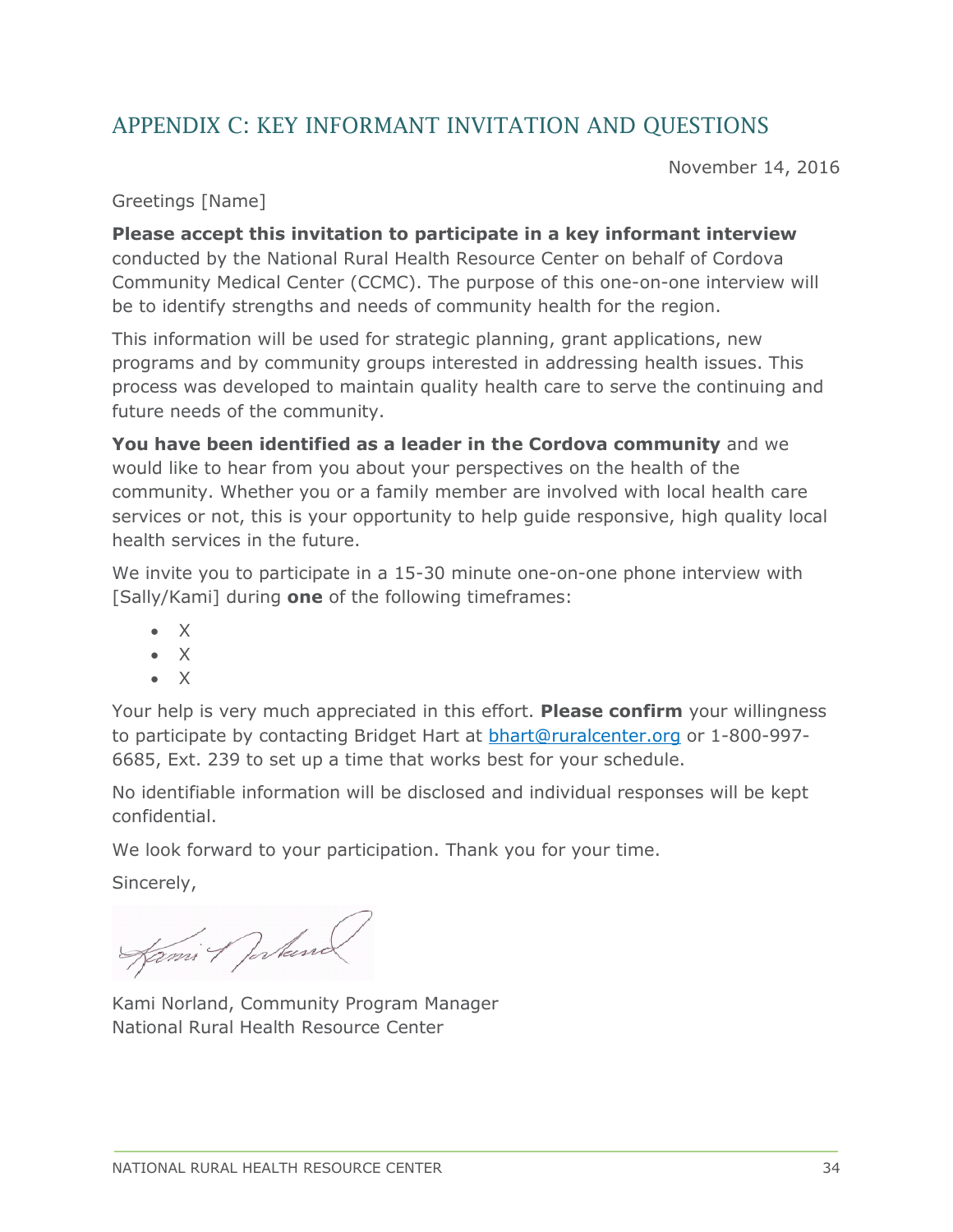## APPENDIX C: KEY INFORMANT INVITATION AND QUESTIONS

November 14, 2016

Greetings [Name]

**Please accept this invitation to participate in a key informant interview** conducted by the National Rural Health Resource Center on behalf of Cordova Community Medical Center (CCMC). The purpose of this one-on-one interview will be to identify strengths and needs of community health for the region.

This information will be used for strategic planning, grant applications, new programs and by community groups interested in addressing health issues. This process was developed to maintain quality health care to serve the continuing and future needs of the community.

**You have been identified as a leader in the Cordova community** and we would like to hear from you about your perspectives on the health of the community. Whether you or a family member are involved with local health care services or not, this is your opportunity to help guide responsive, high quality local health services in the future.

We invite you to participate in a 15-30 minute one-on-one phone interview with [Sally/Kami] during **one** of the following timeframes:

- X
- X
- X

Your help is very much appreciated in this effort. **Please confirm** your willingness to participate by contacting Bridget Hart at bhart@ruralcenter.org or 1-800-997-6685, Ext. 239 to set up a time that works best for your schedule.

No identifiable information will be disclosed and individual responses will be kept confidential.

We look forward to your participation. Thank you for your time.

Sincerely,

Kami Norland, Community Program Manager
National Rural Health Resource Center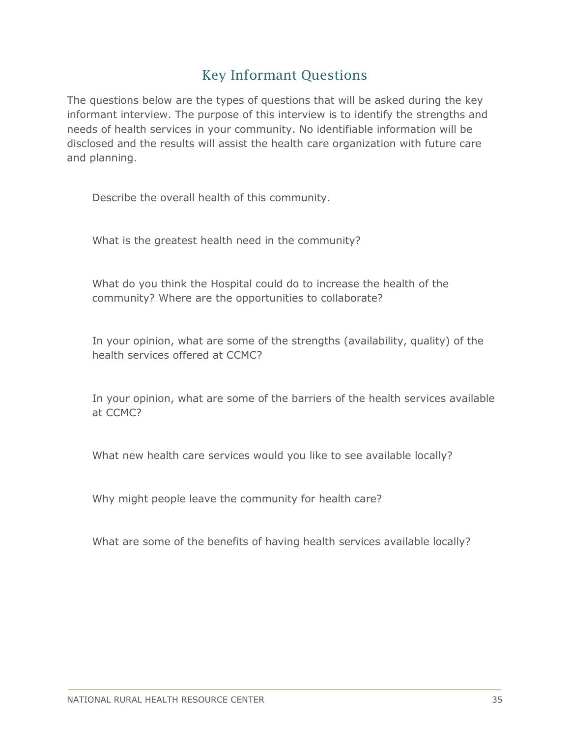## Key Informant Questions

The questions below are the types of questions that will be asked during the key informant interview. The purpose of this interview is to identify the strengths and needs of health services in your community. No identifiable information will be disclosed and the results will assist the health care organization with future care and planning.

Describe the overall health of this community.

What is the greatest health need in the community?

What do you think the Hospital could do to increase the health of the community? Where are the opportunities to collaborate?

In your opinion, what are some of the strengths (availability, quality) of the health services offered at CCMC?

In your opinion, what are some of the barriers of the health services available at CCMC?

What new health care services would you like to see available locally?

Why might people leave the community for health care?

What are some of the benefits of having health services available locally?